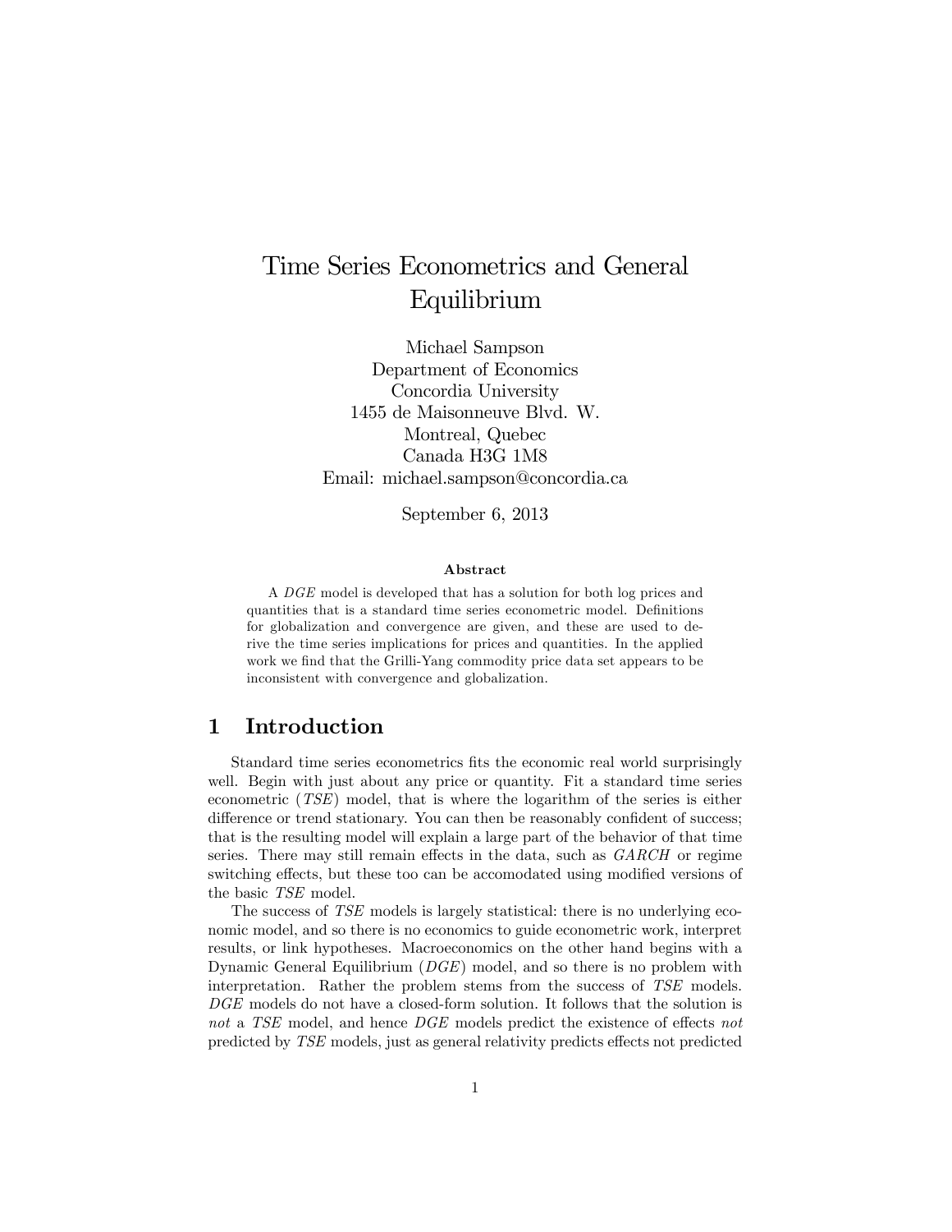# Time Series Econometrics and General Equilibrium

Michael Sampson
Department of Economics
Concordia University
1455 de Maisonneuve Blvd. W.
Montreal, Quebec
Canada H3G 1M8
Email: michael.sampson@concordia.ca

September 6, 2013

**Abstract**

A *DGE* model is developed that has a solution for both log prices and quantities that is a standard time series econometric model. Definitions for globalization and convergence are given, and these are used to derive the time series implications for prices and quantities. In the applied work we find that the Grilli-Yang commodity price data set appears to be inconsistent with convergence and globalization.

## 1 Introduction

Standard time series econometrics fits the economic real world surprisingly well. Begin with just about any price or quantity. Fit a standard time series econometric (*TSE*) model, that is where the logarithm of the series is either difference or trend stationary. You can then be reasonably confident of success; that is the resulting model will explain a large part of the behavior of that time series. There may still remain effects in the data, such as *GARCH* or regime switching effects, but these too can be accomodated using modified versions of the basic *TSE* model.

The success of *TSE* models is largely statistical: there is no underlying economic model, and so there is no economics to guide econometric work, interpret results, or link hypotheses. Macroeconomics on the other hand begins with a Dynamic General Equilibrium (*DGE*) model, and so there is no problem with interpretation. Rather the problem stems from the success of *TSE* models. *DGE* models do not have a closed-form solution. It follows that the solution is *not* a *TSE* model, and hence *DGE* models predict the existence of effects *not* predicted by *TSE* models, just as general relativity predicts effects not predicted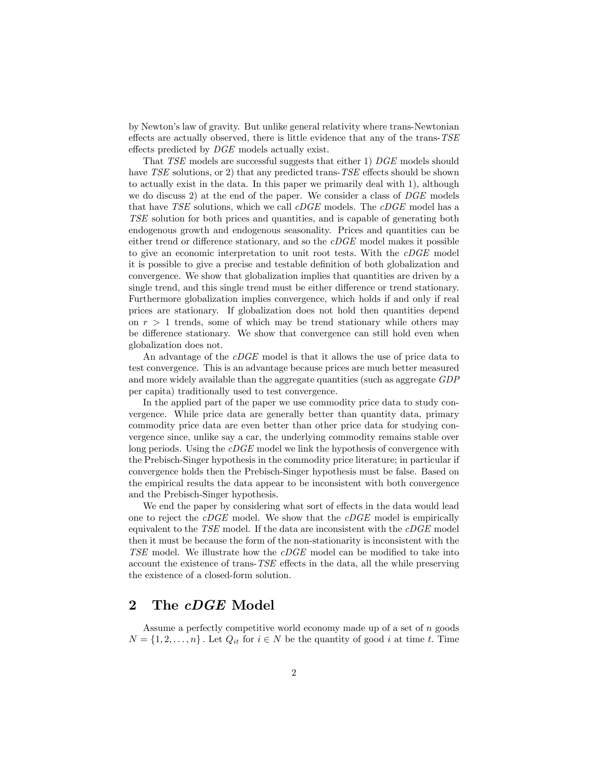by Newton's law of gravity. But unlike general relativity where trans-Newtonian effects are actually observed, there is little evidence that any of the trans-*TSE* effects predicted by *DGE* models actually exist.

That *TSE* models are successful suggests that either 1) *DGE* models should have *TSE* solutions, or 2) that any predicted trans-*TSE* effects should be shown to actually exist in the data. In this paper we primarily deal with 1), although we do discuss 2) at the end of the paper. We consider a class of *DGE* models that have *TSE* solutions, which we call *cDGE* models. The *cDGE* model has a *TSE* solution for both prices and quantities, and is capable of generating both endogenous growth and endogenous seasonality. Prices and quantities can be either trend or difference stationary, and so the *cDGE* model makes it possible to give an economic interpretation to unit root tests. With the *cDGE* model it is possible to give a precise and testable definition of both globalization and convergence. We show that globalization implies that quantities are driven by a single trend, and this single trend must be either difference or trend stationary. Furthermore globalization implies convergence, which holds if and only if real prices are stationary. If globalization does not hold then quantities depend on $r > 1$ trends, some of which may be trend stationary while others may be difference stationary. We show that convergence can still hold even when globalization does not.

An advantage of the *cDGE* model is that it allows the use of price data to test convergence. This is an advantage because prices are much better measured and more widely available than the aggregate quantities (such as aggregate *GDP* per capita) traditionally used to test convergence.

In the applied part of the paper we use commodity price data to study convergence. While price data are generally better than quantity data, primary commodity price data are even better than other price data for studying convergence since, unlike say a car, the underlying commodity remains stable over long periods. Using the *cDGE* model we link the hypothesis of convergence with the Prebisch-Singer hypothesis in the commodity price literature; in particular if convergence holds then the Prebisch-Singer hypothesis must be false. Based on the empirical results the data appear to be inconsistent with both convergence and the Prebisch-Singer hypothesis.

We end the paper by considering what sort of effects in the data would lead one to reject the *cDGE* model. We show that the *cDGE* model is empirically equivalent to the *TSE* model. If the data are inconsistent with the *cDGE* model then it must be because the form of the non-stationarity is inconsistent with the *TSE* model. We illustrate how the *cDGE* model can be modified to take into account the existence of trans-*TSE* effects in the data, all the while preserving the existence of a closed-form solution.

## 2 The *cDGE* Model

Assume a perfectly competitive world economy made up of a set of $n$ goods $N = \{1, 2, \ldots, n\}$. Let $Q_{it}$ for $i \in N$ be the quantity of good $i$ at time $t$. Time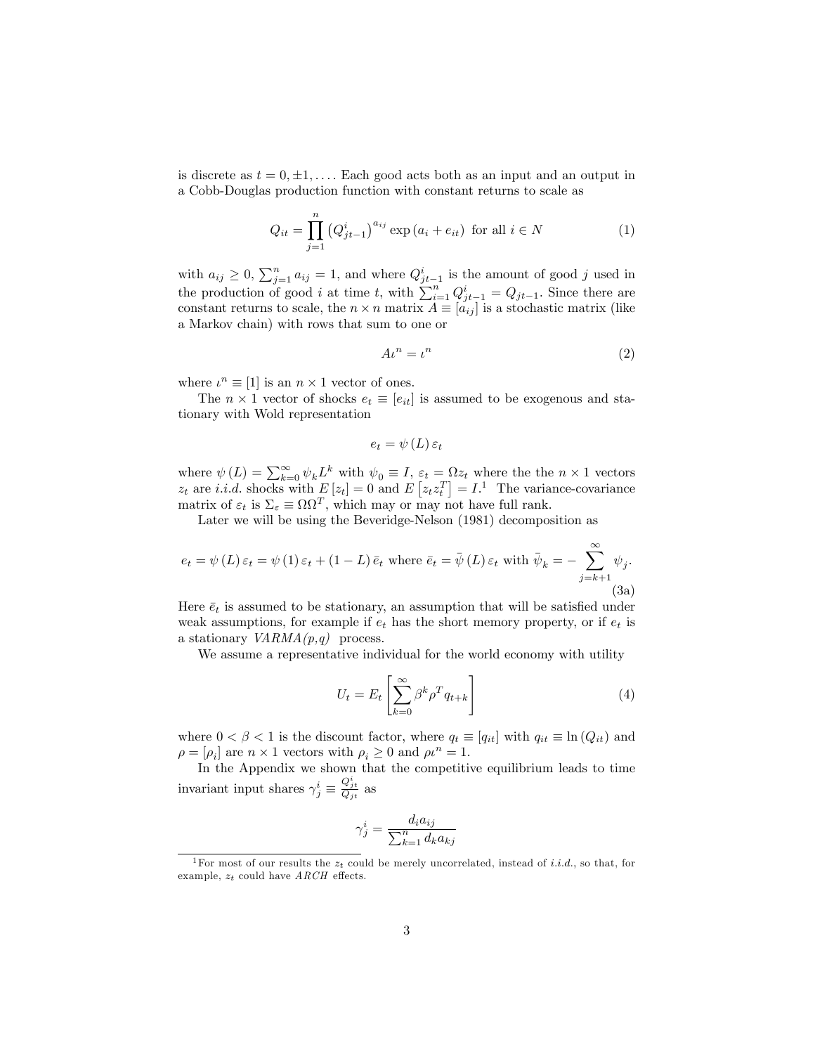is discrete as $t = 0, \pm 1, \ldots$. Each good acts both as an input and an output in a Cobb-Douglas production function with constant returns to scale as

$$Q_{it} = \prod_{j=1}^{n} \left(Q_{jt-1}^{i}\right)^{a_{ij}} \exp\left(a_i + e_{it}\right) \text{ for all } i \in N \tag{1}$$

with $a_{ij} \geq 0$, $\sum_{j=1}^{n} a_{ij} = 1$, and where $Q_{jt-1}^{i}$ is the amount of good $j$ used in the production of good $i$ at time $t$, with $\sum_{i=1}^{n} Q_{jt-1}^{i} = Q_{jt-1}$. Since there are constant returns to scale, the $n \times n$ matrix $A \equiv [a_{ij}]$ is a stochastic matrix (like a Markov chain) with rows that sum to one or

$$A\iota^n = \iota^n \tag{2}$$

where $\iota^n \equiv [1]$ is an $n \times 1$ vector of ones.

The $n \times 1$ vector of shocks $e_t \equiv [e_{it}]$ is assumed to be exogenous and stationary with Wold representation

$$e_t = \psi(L)\varepsilon_t$$

where $\psi(L) = \sum_{k=0}^{\infty} \psi_k L^k$ with $\psi_0 \equiv I$, $\varepsilon_t = \Omega z_t$ where the the $n \times 1$ vectors $z_t$ are *i.i.d.* shocks with $E[z_t] = 0$ and $E\left[z_t z_t^T\right] = I$.[1] The variance-covariance matrix of $\varepsilon_t$ is $\Sigma_\varepsilon \equiv \Omega\Omega^T$, which may or may not have full rank.

Later we will be using the Beveridge-Nelson (1981) decomposition as

$$e_t = \psi(L)\varepsilon_t = \psi(1)\varepsilon_t + (1-L)\bar{e}_t \text{ where } \bar{e}_t = \bar{\psi}(L)\varepsilon_t \text{ with } \bar{\psi}_k = -\sum_{j=k+1}^{\infty} \psi_j. \tag{3a}$$

Here $\bar{e}_t$ is assumed to be stationary, an assumption that will be satisfied under weak assumptions, for example if $e_t$ has the short memory property, or if $e_t$ is a stationary *VARMA(p,q)* process.

We assume a representative individual for the world economy with utility

$$U_t = E_t\left[\sum_{k=0}^{\infty} \beta^k \rho^T q_{t+k}\right] \tag{4}$$

where $0 < \beta < 1$ is the discount factor, where $q_t \equiv [q_{it}]$ with $q_{it} \equiv \ln(Q_{it})$ and $\rho = [\rho_i]$ are $n \times 1$ vectors with $\rho_i \geq 0$ and $\rho\iota^n = 1$.

In the Appendix we shown that the competitive equilibrium leads to time invariant input shares $\gamma_j^i \equiv \frac{Q_{jt}^i}{Q_{jt}}$ as

$$\gamma_j^i = \frac{d_i a_{ij}}{\sum_{k=1}^{n} d_k a_{kj}}$$

[1] For most of our results the $z_t$ could be merely uncorrelated, instead of *i.i.d.*, so that, for example, $z_t$ could have *ARCH* effects.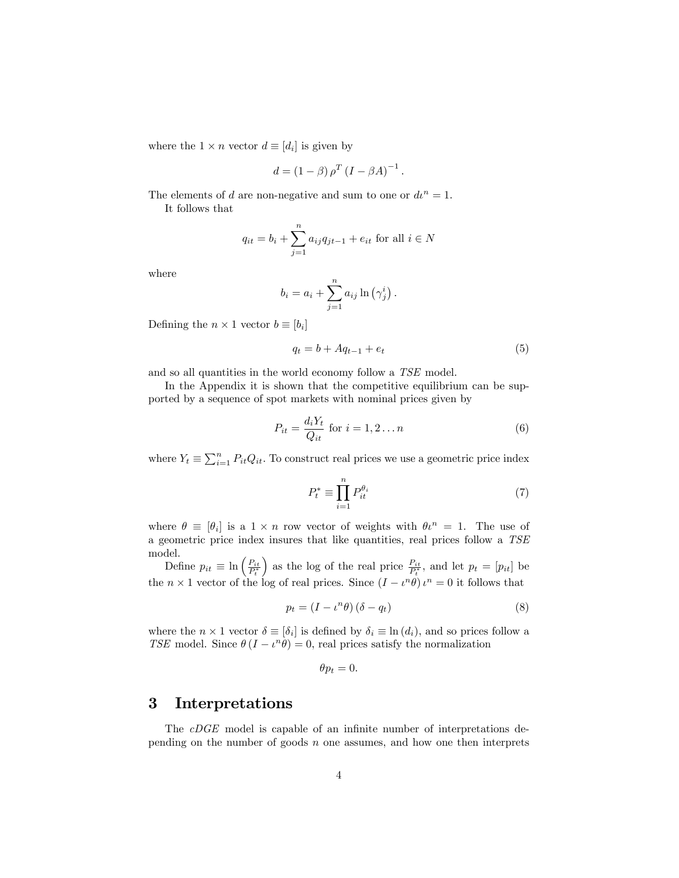where the $1 \times n$ vector $d \equiv [d_i]$ is given by

$$d = (1 - \beta)\, \rho^T (I - \beta A)^{-1}.$$

The elements of $d$ are non-negative and sum to one or $d\iota^n = 1$.

It follows that

$$q_{it} = b_i + \sum_{j=1}^{n} a_{ij} q_{jt-1} + e_{it} \text{ for all } i \in N$$

where

$$b_i = a_i + \sum_{j=1}^{n} a_{ij} \ln\left(\gamma_j^i\right).$$

Defining the $n \times 1$ vector $b \equiv [b_i]$

$$q_t = b + A q_{t-1} + e_t \tag{5}$$

and so all quantities in the world economy follow a *TSE* model.

In the Appendix it is shown that the competitive equilibrium can be supported by a sequence of spot markets with nominal prices given by

$$P_{it} = \frac{d_i Y_t}{Q_{it}} \text{ for } i = 1, 2 \ldots n \tag{6}$$

where $Y_t \equiv \sum_{i=1}^{n} P_{it} Q_{it}$. To construct real prices we use a geometric price index

$$P_t^* \equiv \prod_{i=1}^{n} P_{it}^{\theta_i} \tag{7}$$

where $\theta \equiv [\theta_i]$ is a $1 \times n$ row vector of weights with $\theta\iota^n = 1$. The use of a geometric price index insures that like quantities, real prices follow a *TSE* model.

Define $p_{it} \equiv \ln\left(\frac{P_{it}}{P_t^*}\right)$ as the log of the real price $\frac{P_{it}}{P_t^*}$, and let $p_t = [p_{it}]$ be the $n \times 1$ vector of the log of real prices. Since $(I - \iota^n \theta)\, \iota^n = 0$ it follows that

$$p_t = (I - \iota^n \theta)(\delta - q_t) \tag{8}$$

where the $n \times 1$ vector $\delta \equiv [\delta_i]$ is defined by $\delta_i \equiv \ln(d_i)$, and so prices follow a *TSE* model. Since $\theta (I - \iota^n \theta) = 0$, real prices satisfy the normalization

$$\theta p_t = 0.$$

# 3 Interpretations

The *cDGE* model is capable of an infinite number of interpretations depending on the number of goods $n$ one assumes, and how one then interprets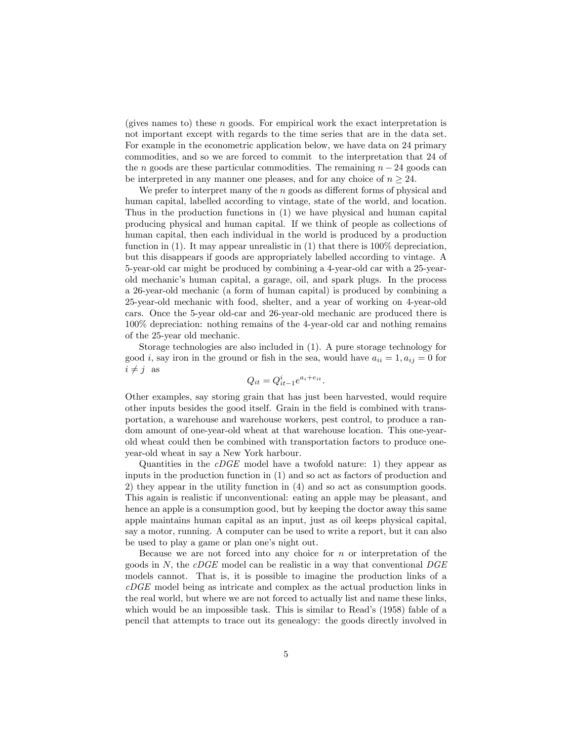(gives names to) these $n$ goods. For empirical work the exact interpretation is not important except with regards to the time series that are in the data set. For example in the econometric application below, we have data on 24 primary commodities, and so we are forced to commit to the interpretation that 24 of the $n$ goods are these particular commodities. The remaining $n - 24$ goods can be interpreted in any manner one pleases, and for any choice of $n \geq 24$.

We prefer to interpret many of the $n$ goods as different forms of physical and human capital, labelled according to vintage, state of the world, and location. Thus in the production functions in (1) we have physical and human capital producing physical and human capital. If we think of people as collections of human capital, then each individual in the world is produced by a production function in (1). It may appear unrealistic in (1) that there is 100% depreciation, but this disappears if goods are appropriately labelled according to vintage. A 5-year-old car might be produced by combining a 4-year-old car with a 25-year-old mechanic's human capital, a garage, oil, and spark plugs. In the process a 26-year-old mechanic (a form of human capital) is produced by combining a 25-year-old mechanic with food, shelter, and a year of working on 4-year-old cars. Once the 5-year old-car and 26-year-old mechanic are produced there is 100% depreciation: nothing remains of the 4-year-old car and nothing remains of the 25-year old mechanic.

Storage technologies are also included in (1). A pure storage technology for good $i$, say iron in the ground or fish in the sea, would have $a_{ii} = 1, a_{ij} = 0$ for $i \neq j$ as

$$Q_{it} = Q^i_{it-1} e^{a_i + e_{it}}.$$

Other examples, say storing grain that has just been harvested, would require other inputs besides the good itself. Grain in the field is combined with transportation, a warehouse and warehouse workers, pest control, to produce a random amount of one-year-old wheat at that warehouse location. This one-year-old wheat could then be combined with transportation factors to produce one-year-old wheat in say a New York harbour.

Quantities in the *cDGE* model have a twofold nature: 1) they appear as inputs in the production function in (1) and so act as factors of production and 2) they appear in the utility function in (4) and so act as consumption goods. This again is realistic if unconventional: eating an apple may be pleasant, and hence an apple is a consumption good, but by keeping the doctor away this same apple maintains human capital as an input, just as oil keeps physical capital, say a motor, running. A computer can be used to write a report, but it can also be used to play a game or plan one's night out.

Because we are not forced into any choice for $n$ or interpretation of the goods in $N$, the *cDGE* model can be realistic in a way that conventional *DGE* models cannot. That is, it is possible to imagine the production links of a *cDGE* model being as intricate and complex as the actual production links in the real world, but where we are not forced to actually list and name these links, which would be an impossible task. This is similar to Read's (1958) fable of a pencil that attempts to trace out its genealogy: the goods directly involved in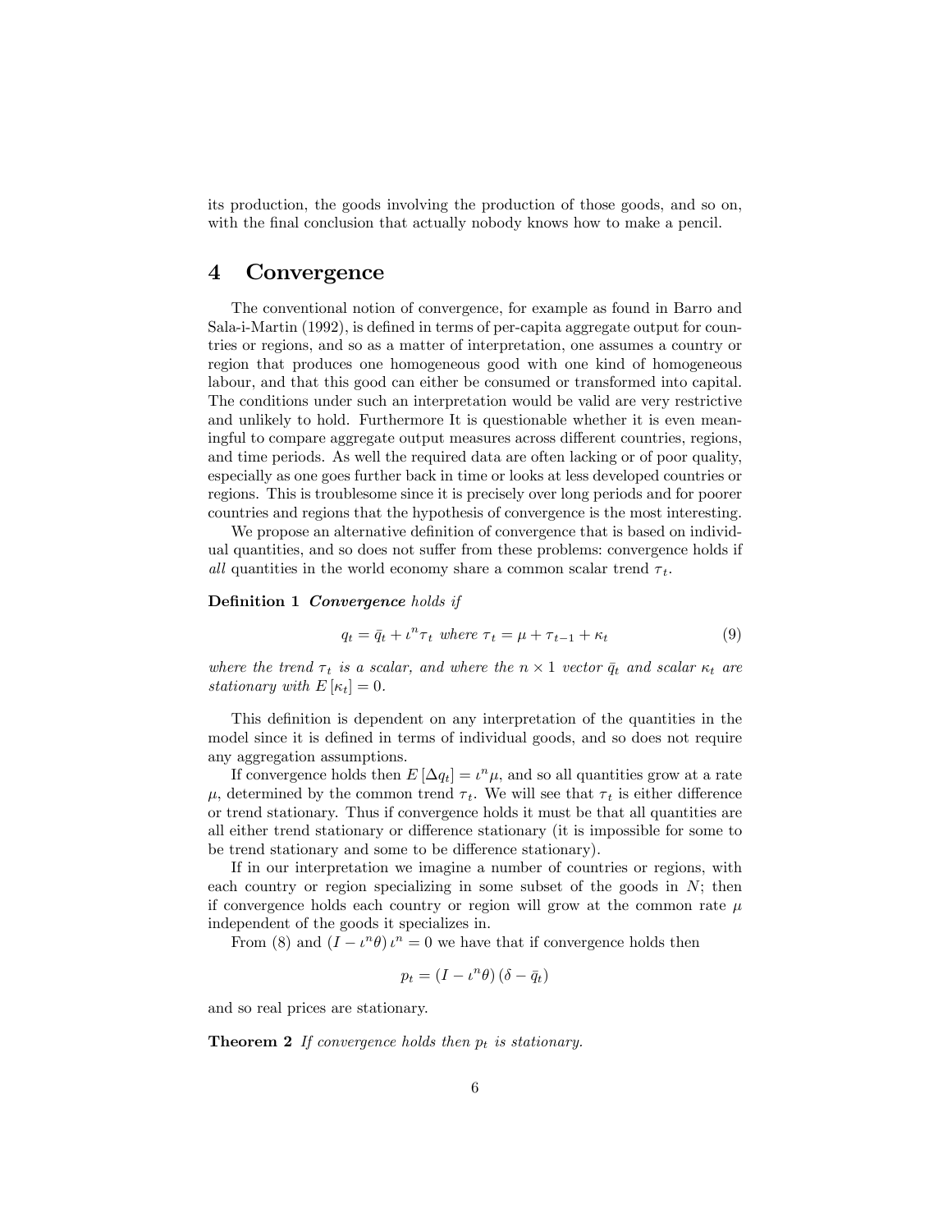its production, the goods involving the production of those goods, and so on, with the final conclusion that actually nobody knows how to make a pencil.

# 4 Convergence

The conventional notion of convergence, for example as found in Barro and Sala-i-Martin (1992), is defined in terms of per-capita aggregate output for countries or regions, and so as a matter of interpretation, one assumes a country or region that produces one homogeneous good with one kind of homogeneous labour, and that this good can either be consumed or transformed into capital. The conditions under such an interpretation would be valid are very restrictive and unlikely to hold. Furthermore It is questionable whether it is even meaningful to compare aggregate output measures across different countries, regions, and time periods. As well the required data are often lacking or of poor quality, especially as one goes further back in time or looks at less developed countries or regions. This is troublesome since it is precisely over long periods and for poorer countries and regions that the hypothesis of convergence is the most interesting.

We propose an alternative definition of convergence that is based on individual quantities, and so does not suffer from these problems: convergence holds if *all* quantities in the world economy share a common scalar trend $\tau_t$.

**Definition 1** ***Convergence*** *holds if*

$$q_t = \bar{q}_t + \iota^n \tau_t \text{ where } \tau_t = \mu + \tau_{t-1} + \kappa_t \tag{9}$$

*where the trend $\tau_t$ is a scalar, and where the $n \times 1$ vector $\bar{q}_t$ and scalar $\kappa_t$ are stationary with $E[\kappa_t] = 0$.*

This definition is dependent on any interpretation of the quantities in the model since it is defined in terms of individual goods, and so does not require any aggregation assumptions.

If convergence holds then $E[\Delta q_t] = \iota^n \mu$, and so all quantities grow at a rate $\mu$, determined by the common trend $\tau_t$. We will see that $\tau_t$ is either difference or trend stationary. Thus if convergence holds it must be that all quantities are all either trend stationary or difference stationary (it is impossible for some to be trend stationary and some to be difference stationary).

If in our interpretation we imagine a number of countries or regions, with each country or region specializing in some subset of the goods in $N$; then if convergence holds each country or region will grow at the common rate $\mu$ independent of the goods it specializes in.

From (8) and $(I - \iota^n \theta) \iota^n = 0$ we have that if convergence holds then

$$p_t = (I - \iota^n \theta)(\delta - \bar{q}_t)$$

and so real prices are stationary.

**Theorem 2** *If convergence holds then $p_t$ is stationary.*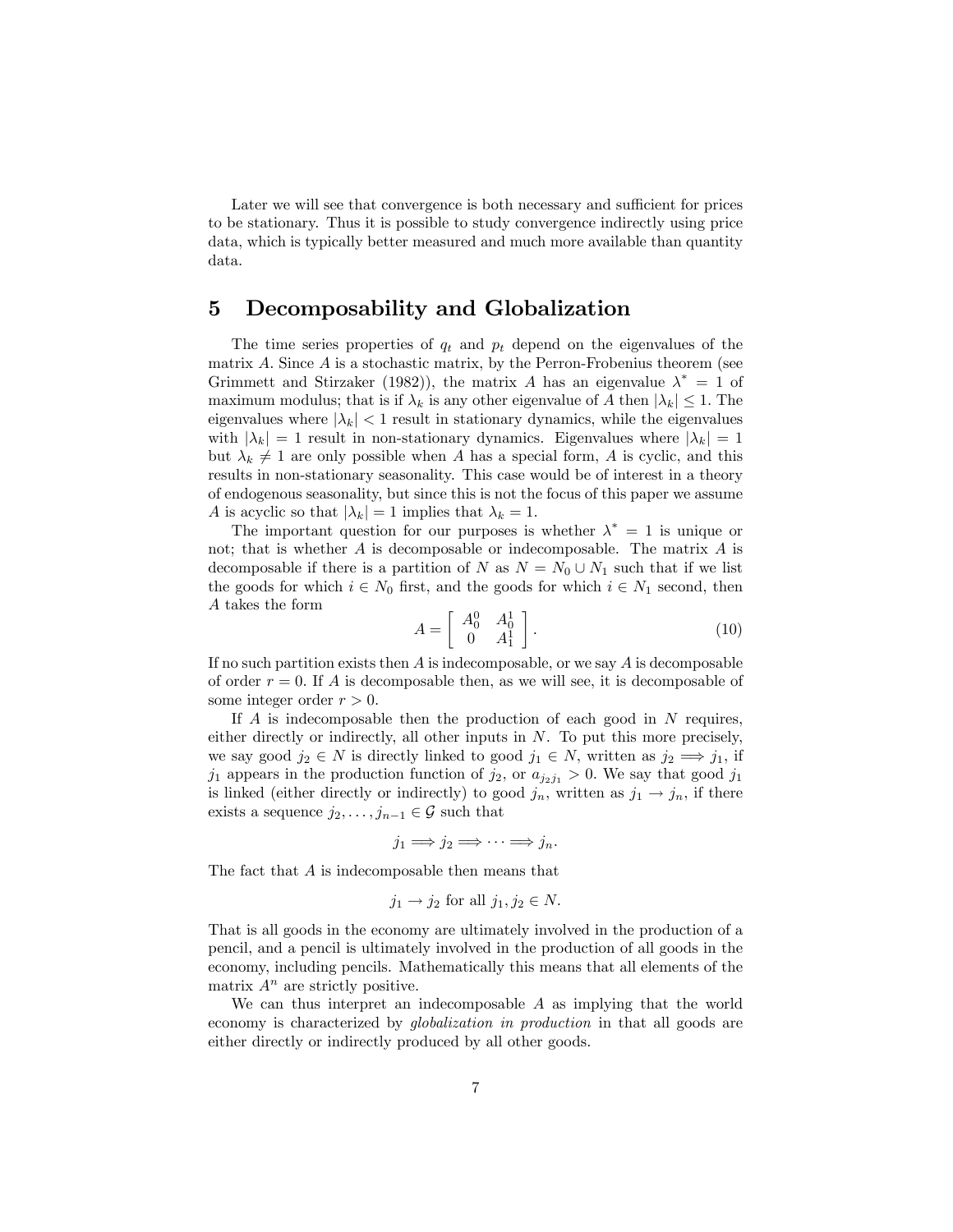Later we will see that convergence is both necessary and sufficient for prices to be stationary. Thus it is possible to study convergence indirectly using price data, which is typically better measured and much more available than quantity data.

## 5 Decomposability and Globalization

The time series properties of $q_t$ and $p_t$ depend on the eigenvalues of the matrix $A$. Since $A$ is a stochastic matrix, by the Perron-Frobenius theorem (see Grimmett and Stirzaker (1982)), the matrix $A$ has an eigenvalue $\lambda^* = 1$ of maximum modulus; that is if $\lambda_k$ is any other eigenvalue of $A$ then $|\lambda_k| \leq 1$. The eigenvalues where $|\lambda_k| < 1$ result in stationary dynamics, while the eigenvalues with $|\lambda_k| = 1$ result in non-stationary dynamics. Eigenvalues where $|\lambda_k| = 1$ but $\lambda_k \neq 1$ are only possible when $A$ has a special form, $A$ is cyclic, and this results in non-stationary seasonality. This case would be of interest in a theory of endogenous seasonality, but since this is not the focus of this paper we assume $A$ is acyclic so that $|\lambda_k| = 1$ implies that $\lambda_k = 1$.

The important question for our purposes is whether $\lambda^* = 1$ is unique or not; that is whether $A$ is decomposable or indecomposable. The matrix $A$ is decomposable if there is a partition of $N$ as $N = N_0 \cup N_1$ such that if we list the goods for which $i \in N_0$ first, and the goods for which $i \in N_1$ second, then $A$ takes the form

$$A = \begin{bmatrix} A_0^0 & A_0^1 \\ 0 & A_1^1 \end{bmatrix}. \tag{10}$$

If no such partition exists then $A$ is indecomposable, or we say $A$ is decomposable of order $r = 0$. If $A$ is decomposable then, as we will see, it is decomposable of some integer order $r > 0$.

If $A$ is indecomposable then the production of each good in $N$ requires, either directly or indirectly, all other inputs in $N$. To put this more precisely, we say good $j_2 \in N$ is directly linked to good $j_1 \in N$, written as $j_2 \Longrightarrow j_1$, if $j_1$ appears in the production function of $j_2$, or $a_{j_2 j_1} > 0$. We say that good $j_1$ is linked (either directly or indirectly) to good $j_n$, written as $j_1 \rightarrow j_n$, if there exists a sequence $j_2, \ldots, j_{n-1} \in \mathcal{G}$ such that

$$j_1 \Longrightarrow j_2 \Longrightarrow \cdots \Longrightarrow j_n.$$

The fact that $A$ is indecomposable then means that

$$j_1 \rightarrow j_2 \text{ for all } j_1, j_2 \in N.$$

That is all goods in the economy are ultimately involved in the production of a pencil, and a pencil is ultimately involved in the production of all goods in the economy, including pencils. Mathematically this means that all elements of the matrix $A^n$ are strictly positive.

We can thus interpret an indecomposable $A$ as implying that the world economy is characterized by *globalization in production* in that all goods are either directly or indirectly produced by all other goods.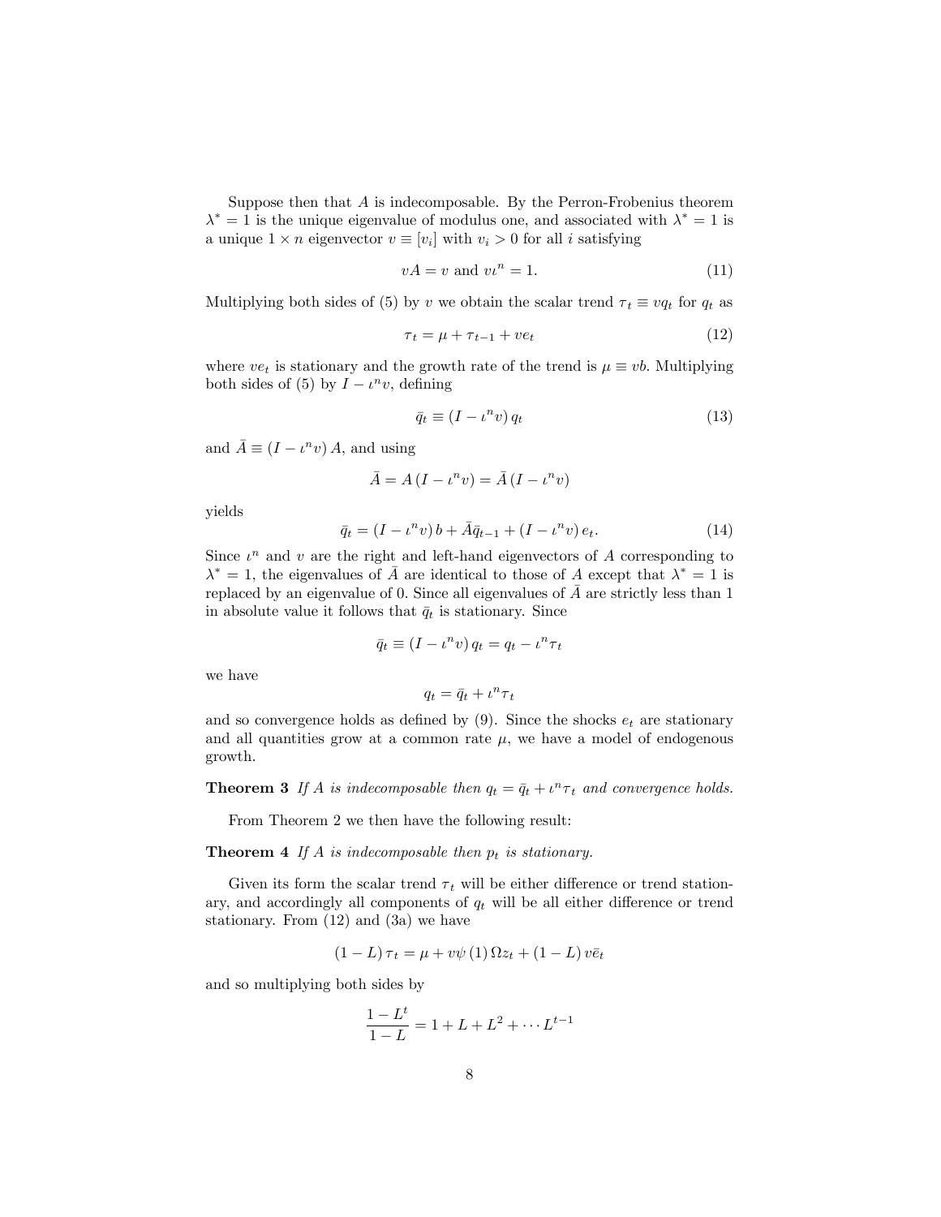Suppose then that $A$ is indecomposable. By the Perron-Frobenius theorem $\lambda^* = 1$ is the unique eigenvalue of modulus one, and associated with $\lambda^* = 1$ is a unique $1 \times n$ eigenvector $v \equiv [v_i]$ with $v_i > 0$ for all $i$ satisfying

$$vA = v \text{ and } v\iota^n = 1. \tag{11}$$

Multiplying both sides of (5) by $v$ we obtain the scalar trend $\tau_t \equiv vq_t$ for $q_t$ as

$$\tau_t = \mu + \tau_{t-1} + ve_t \tag{12}$$

where $ve_t$ is stationary and the growth rate of the trend is $\mu \equiv vb$. Multiplying both sides of (5) by $I - \iota^n v$, defining

$$\bar{q}_t \equiv (I - \iota^n v)\, q_t \tag{13}$$

and $\bar{A} \equiv (I - \iota^n v)\, A$, and using

$$\bar{A} = A\,(I - \iota^n v) = \bar{A}\,(I - \iota^n v)$$

yields

$$\bar{q}_t = (I - \iota^n v)\, b + \bar{A}\bar{q}_{t-1} + (I - \iota^n v)\, e_t. \tag{14}$$

Since $\iota^n$ and $v$ are the right and left-hand eigenvectors of $A$ corresponding to $\lambda^* = 1$, the eigenvalues of $\bar{A}$ are identical to those of $A$ except that $\lambda^* = 1$ is replaced by an eigenvalue of 0. Since all eigenvalues of $\bar{A}$ are strictly less than 1 in absolute value it follows that $\bar{q}_t$ is stationary. Since

$$\bar{q}_t \equiv (I - \iota^n v)\, q_t = q_t - \iota^n \tau_t$$

we have

$$q_t = \bar{q}_t + \iota^n \tau_t$$

and so convergence holds as defined by (9). Since the shocks $e_t$ are stationary and all quantities grow at a common rate $\mu$, we have a model of endogenous growth.

**Theorem 3** *If $A$ is indecomposable then $q_t = \bar{q}_t + \iota^n \tau_t$ and convergence holds.*

From Theorem 2 we then have the following result:

**Theorem 4** *If $A$ is indecomposable then $p_t$ is stationary.*

Given its form the scalar trend $\tau_t$ will be either difference or trend stationary, and accordingly all components of $q_t$ will be all either difference or trend stationary. From (12) and (3a) we have

$$(1 - L)\,\tau_t = \mu + v\psi\,(1)\,\Omega z_t + (1 - L)\, v\bar{e}_t$$

and so multiplying both sides by

$$\frac{1 - L^t}{1 - L} = 1 + L + L^2 + \cdots L^{t-1}$$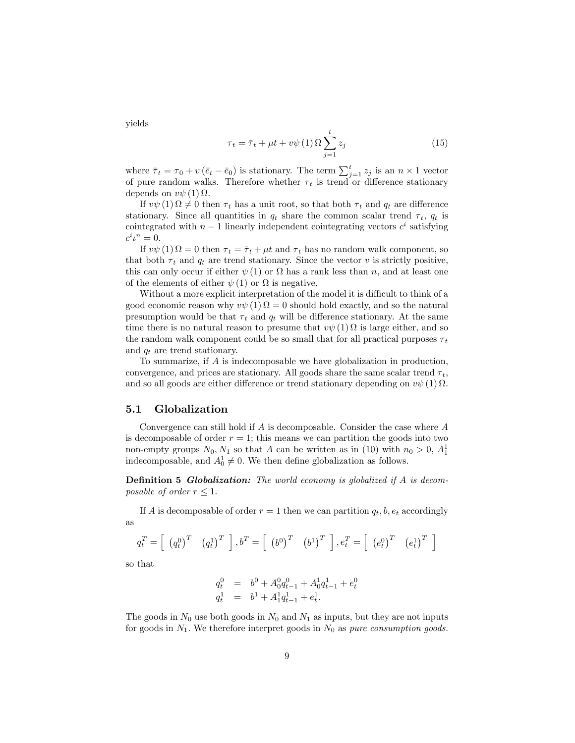yields

$$\tau_t = \bar{\tau}_t + \mu t + v\psi(1)\,\Omega \sum_{j=1}^{t} z_j \tag{15}$$

where $\bar{\tau}_t = \tau_0 + v(\bar{e}_t - \bar{e}_0)$ is stationary. The term $\sum_{j=1}^{t} z_j$ is an $n \times 1$ vector of pure random walks. Therefore whether $\tau_t$ is trend or difference stationary depends on $v\psi(1)\,\Omega$.

If $v\psi(1)\,\Omega \neq 0$ then $\tau_t$ has a unit root, so that both $\tau_t$ and $q_t$ are difference stationary. Since all quantities in $q_t$ share the common scalar trend $\tau_t$, $q_t$ is cointegrated with $n-1$ linearly independent cointegrating vectors $c^i$ satisfying $c^i \iota^n = 0$.

If $v\psi(1)\,\Omega = 0$ then $\tau_t = \bar{\tau}_t + \mu t$ and $\tau_t$ has no random walk component, so that both $\tau_t$ and $q_t$ are trend stationary. Since the vector $v$ is strictly positive, this can only occur if either $\psi(1)$ or $\Omega$ has a rank less than $n$, and at least one of the elements of either $\psi(1)$ or $\Omega$ is negative.

Without a more explicit interpretation of the model it is difficult to think of a good economic reason why $v\psi(1)\,\Omega = 0$ should hold exactly, and so the natural presumption would be that $\tau_t$ and $q_t$ will be difference stationary. At the same time there is no natural reason to presume that $v\psi(1)\,\Omega$ is large either, and so the random walk component could be so small that for all practical purposes $\tau_t$ and $q_t$ are trend stationary.

To summarize, if $A$ is indecomposable we have globalization in production, convergence, and prices are stationary. All goods share the same scalar trend $\tau_t$, and so all goods are either difference or trend stationary depending on $v\psi(1)\,\Omega$.

## 5.1 Globalization

Convergence can still hold if $A$ is decomposable. Consider the case where $A$ is decomposable of order $r = 1$; this means we can partition the goods into two non-empty groups $N_0, N_1$ so that $A$ can be written as in (10) with $n_0 > 0$, $A_1^1$ indecomposable, and $A_0^1 \neq 0$. We then define globalization as follows.

**Definition 5** ***Globalization:*** *The world economy is globalized if $A$ is decomposable of order $r \leq 1$.*

If $A$ is decomposable of order $r = 1$ then we can partition $q_t, b, e_t$ accordingly as

$$q_t^T = \begin{bmatrix} \left(q_t^0\right)^T & \left(q_t^1\right)^T \end{bmatrix}, b^T = \begin{bmatrix} \left(b^0\right)^T & \left(b^1\right)^T \end{bmatrix}, e_t^T = \begin{bmatrix} \left(e_t^0\right)^T & \left(e_t^1\right)^T \end{bmatrix}$$

so that

$$\begin{aligned} q_t^0 &= b^0 + A_0^0 q_{t-1}^0 + A_0^1 q_{t-1}^1 + e_t^0 \\ q_t^1 &= b^1 + A_1^1 q_{t-1}^1 + e_t^1. \end{aligned}$$

The goods in $N_0$ use both goods in $N_0$ and $N_1$ as inputs, but they are not inputs for goods in $N_1$. We therefore interpret goods in $N_0$ as *pure consumption goods.*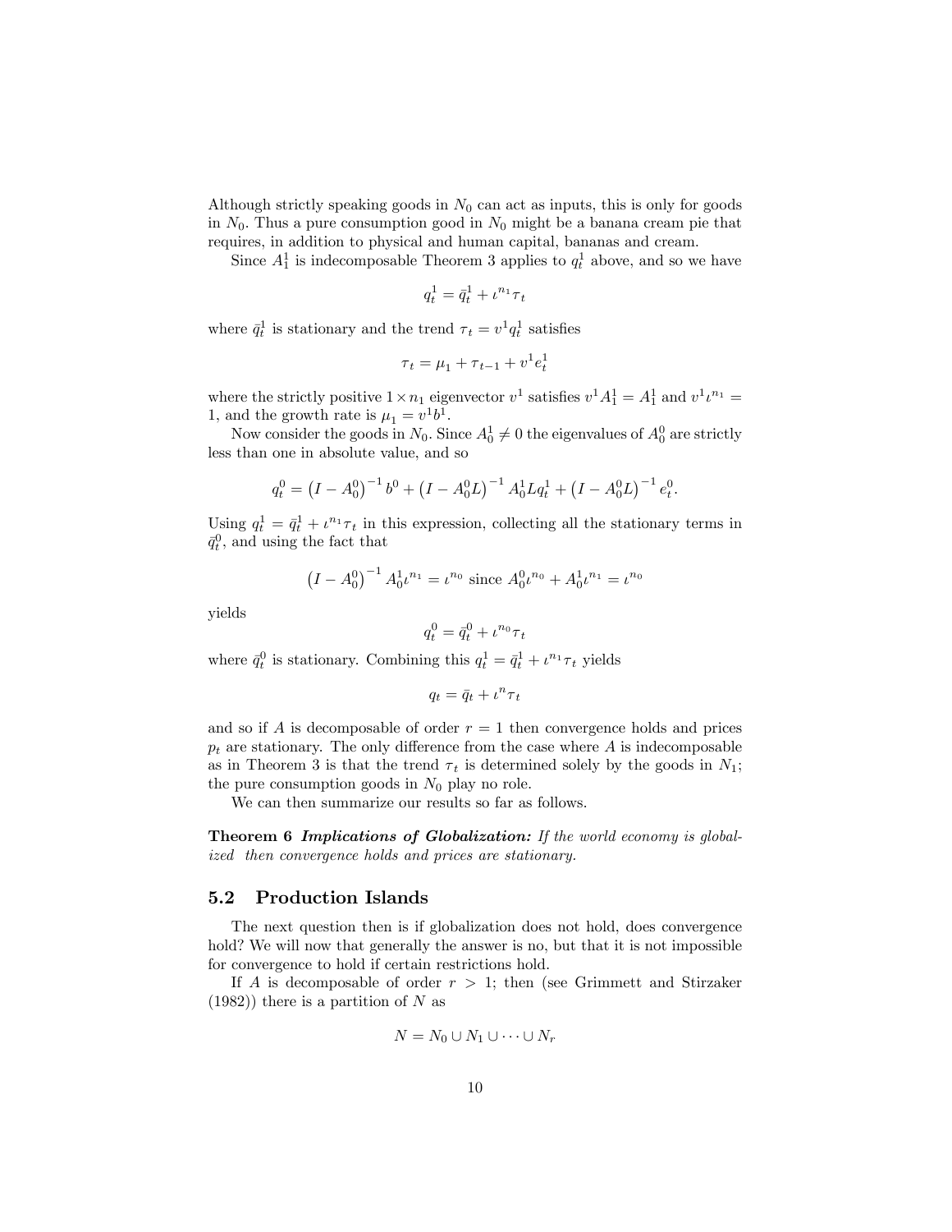Although strictly speaking goods in $N_0$ can act as inputs, this is only for goods in $N_0$. Thus a pure consumption good in $N_0$ might be a banana cream pie that requires, in addition to physical and human capital, bananas and cream.

Since $A_1^1$ is indecomposable Theorem 3 applies to $q_t^1$ above, and so we have

$$q_t^1 = \bar{q}_t^1 + \iota^{n_1}\tau_t$$

where $\bar{q}_t^1$ is stationary and the trend $\tau_t = v^1 q_t^1$ satisfies

$$\tau_t = \mu_1 + \tau_{t-1} + v^1 e_t^1$$

where the strictly positive $1 \times n_1$ eigenvector $v^1$ satisfies $v^1 A_1^1 = A_1^1$ and $v^1 \iota^{n_1} = 1$, and the growth rate is $\mu_1 = v^1 b^1$.

Now consider the goods in $N_0$. Since $A_0^1 \neq 0$ the eigenvalues of $A_0^0$ are strictly less than one in absolute value, and so

$$q_t^0 = \left(I - A_0^0\right)^{-1} b^0 + \left(I - A_0^0 L\right)^{-1} A_0^1 L q_t^1 + \left(I - A_0^0 L\right)^{-1} e_t^0.$$

Using $q_t^1 = \bar{q}_t^1 + \iota^{n_1}\tau_t$ in this expression, collecting all the stationary terms in $\bar{q}_t^0$, and using the fact that

$$\left(I - A_0^0\right)^{-1} A_0^1 \iota^{n_1} = \iota^{n_0} \text{ since } A_0^0 \iota^{n_0} + A_0^1 \iota^{n_1} = \iota^{n_0}$$

yields

$$q_t^0 = \bar{q}_t^0 + \iota^{n_0}\tau_t$$

where $\bar{q}_t^0$ is stationary. Combining this $q_t^1 = \bar{q}_t^1 + \iota^{n_1}\tau_t$ yields

$$q_t = \bar{q}_t + \iota^n \tau_t$$

and so if $A$ is decomposable of order $r = 1$ then convergence holds and prices $p_t$ are stationary. The only difference from the case where $A$ is indecomposable as in Theorem 3 is that the trend $\tau_t$ is determined solely by the goods in $N_1$; the pure consumption goods in $N_0$ play no role.

We can then summarize our results so far as follows.

**Theorem 6** ***Implications of Globalization:*** *If the world economy is globalized then convergence holds and prices are stationary.*

## 5.2 Production Islands

The next question then is if globalization does not hold, does convergence hold? We will now that generally the answer is no, but that it is not impossible for convergence to hold if certain restrictions hold.

If $A$ is decomposable of order $r > 1$; then (see Grimmett and Stirzaker (1982)) there is a partition of $N$ as

$$N = N_0 \cup N_1 \cup \cdots \cup N_r$$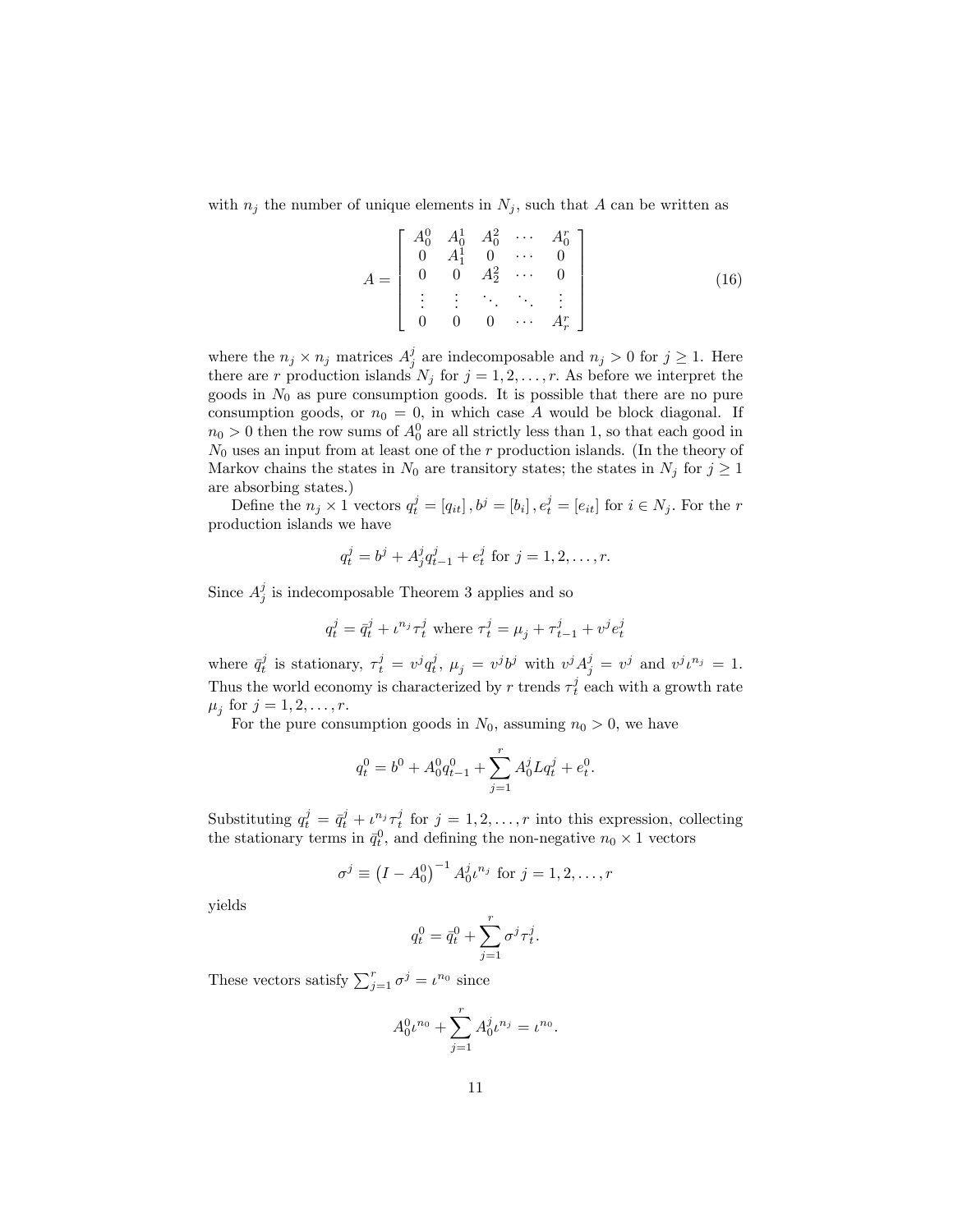with $n_j$ the number of unique elements in $N_j$, such that $A$ can be written as

$$A = \begin{bmatrix} A_0^0 & A_0^1 & A_0^2 & \cdots & A_0^r \\ 0 & A_1^1 & 0 & \cdots & 0 \\ 0 & 0 & A_2^2 & \cdots & 0 \\ \vdots & \vdots & \ddots & \ddots & \vdots \\ 0 & 0 & 0 & \cdots & A_r^r \end{bmatrix} \tag{16}$$

where the $n_j \times n_j$ matrices $A_j^j$ are indecomposable and $n_j > 0$ for $j \geq 1$. Here there are $r$ production islands $N_j$ for $j = 1, 2, \ldots, r$. As before we interpret the goods in $N_0$ as pure consumption goods. It is possible that there are no pure consumption goods, or $n_0 = 0$, in which case $A$ would be block diagonal. If $n_0 > 0$ then the row sums of $A_0^0$ are all strictly less than 1, so that each good in $N_0$ uses an input from at least one of the $r$ production islands. (In the theory of Markov chains the states in $N_0$ are transitory states; the states in $N_j$ for $j \geq 1$ are absorbing states.)

Define the $n_j \times 1$ vectors $q_t^j = [q_{it}], b^j = [b_i], e_t^j = [e_{it}]$ for $i \in N_j$. For the $r$ production islands we have

$$q_t^j = b^j + A_j^j q_{t-1}^j + e_t^j \text{ for } j = 1, 2, \ldots, r.$$

Since $A_j^j$ is indecomposable Theorem 3 applies and so

$$q_t^j = \bar{q}_t^j + \iota^{n_j} \tau_t^j \text{ where } \tau_t^j = \mu_j + \tau_{t-1}^j + v^j e_t^j$$

where $\bar{q}_t^j$ is stationary, $\tau_t^j = v^j q_t^j$, $\mu_j = v^j b^j$ with $v^j A_j^j = v^j$ and $v^j \iota^{n_j} = 1$. Thus the world economy is characterized by $r$ trends $\tau_t^j$ each with a growth rate $\mu_j$ for $j = 1, 2, \ldots, r$.

For the pure consumption goods in $N_0$, assuming $n_0 > 0$, we have

$$q_t^0 = b^0 + A_0^0 q_{t-1}^0 + \sum_{j=1}^{r} A_0^j L q_t^j + e_t^0.$$

Substituting $q_t^j = \bar{q}_t^j + \iota^{n_j} \tau_t^j$ for $j = 1, 2, \ldots, r$ into this expression, collecting the stationary terms in $\bar{q}_t^0$, and defining the non-negative $n_0 \times 1$ vectors

$$\sigma^j \equiv \left(I - A_0^0\right)^{-1} A_0^j \iota^{n_j} \text{ for } j = 1, 2, \ldots, r$$

yields

$$q_t^0 = \bar{q}_t^0 + \sum_{j=1}^{r} \sigma^j \tau_t^j.$$

These vectors satisfy $\sum_{j=1}^{r} \sigma^j = \iota^{n_0}$ since

$$A_0^0 \iota^{n_0} + \sum_{j=1}^{r} A_0^j \iota^{n_j} = \iota^{n_0}.$$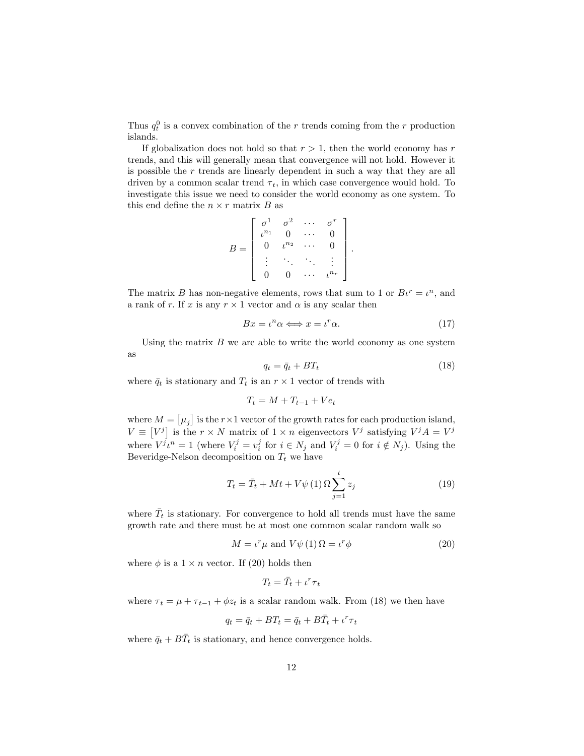Thus $q_t^0$ is a convex combination of the $r$ trends coming from the $r$ production islands.

If globalization does not hold so that $r > 1$, then the world economy has $r$ trends, and this will generally mean that convergence will not hold. However it is possible the $r$ trends are linearly dependent in such a way that they are all driven by a common scalar trend $\tau_t$, in which case convergence would hold. To investigate this issue we need to consider the world economy as one system. To this end define the $n \times r$ matrix $B$ as

$$B = \begin{bmatrix} \sigma^1 & \sigma^2 & \cdots & \sigma^r \\ \iota^{n_1} & 0 & \cdots & 0 \\ 0 & \iota^{n_2} & \cdots & 0 \\ \vdots & \ddots & \ddots & \vdots \\ 0 & 0 & \cdots & \iota^{n_r} \end{bmatrix}.$$

The matrix $B$ has non-negative elements, rows that sum to 1 or $B\iota^r = \iota^n$, and a rank of $r$. If $x$ is any $r \times 1$ vector and $\alpha$ is any scalar then

$$Bx = \iota^n \alpha \Longleftrightarrow x = \iota^r \alpha. \tag{17}$$

Using the matrix $B$ we are able to write the world economy as one system as

$$q_t = \bar{q}_t + BT_t \tag{18}$$

where $\bar{q}_t$ is stationary and $T_t$ is an $r \times 1$ vector of trends with

$$T_t = M + T_{t-1} + Ve_t$$

where $M = \left[\mu_j\right]$ is the $r \times 1$ vector of the growth rates for each production island, $V \equiv \left[V^j\right]$ is the $r \times N$ matrix of $1 \times n$ eigenvectors $V^j$ satisfying $V^j A = V^j$ where $V^j \iota^n = 1$ (where $V_i^j = v_i^j$ for $i \in N_j$ and $V_i^j = 0$ for $i \notin N_j$). Using the Beveridge-Nelson decomposition on $T_t$ we have

$$T_t = \bar{T}_t + Mt + V\psi\left(1\right)\Omega \sum_{j=1}^{t} z_j \tag{19}$$

where $\bar{T}_t$ is stationary. For convergence to hold all trends must have the same growth rate and there must be at most one common scalar random walk so

$$M = \iota^r \mu \text{ and } V\psi\left(1\right)\Omega = \iota^r \phi \tag{20}$$

where $\phi$ is a $1 \times n$ vector. If (20) holds then

$$T_t = \bar{T}_t + \iota^r \tau_t$$

where $\tau_t = \mu + \tau_{t-1} + \phi z_t$ is a scalar random walk. From (18) we then have

$$q_t = \bar{q}_t + BT_t = \bar{q}_t + B\bar{T}_t + \iota^r \tau_t$$

where $\bar{q}_t + B\bar{T}_t$ is stationary, and hence convergence holds.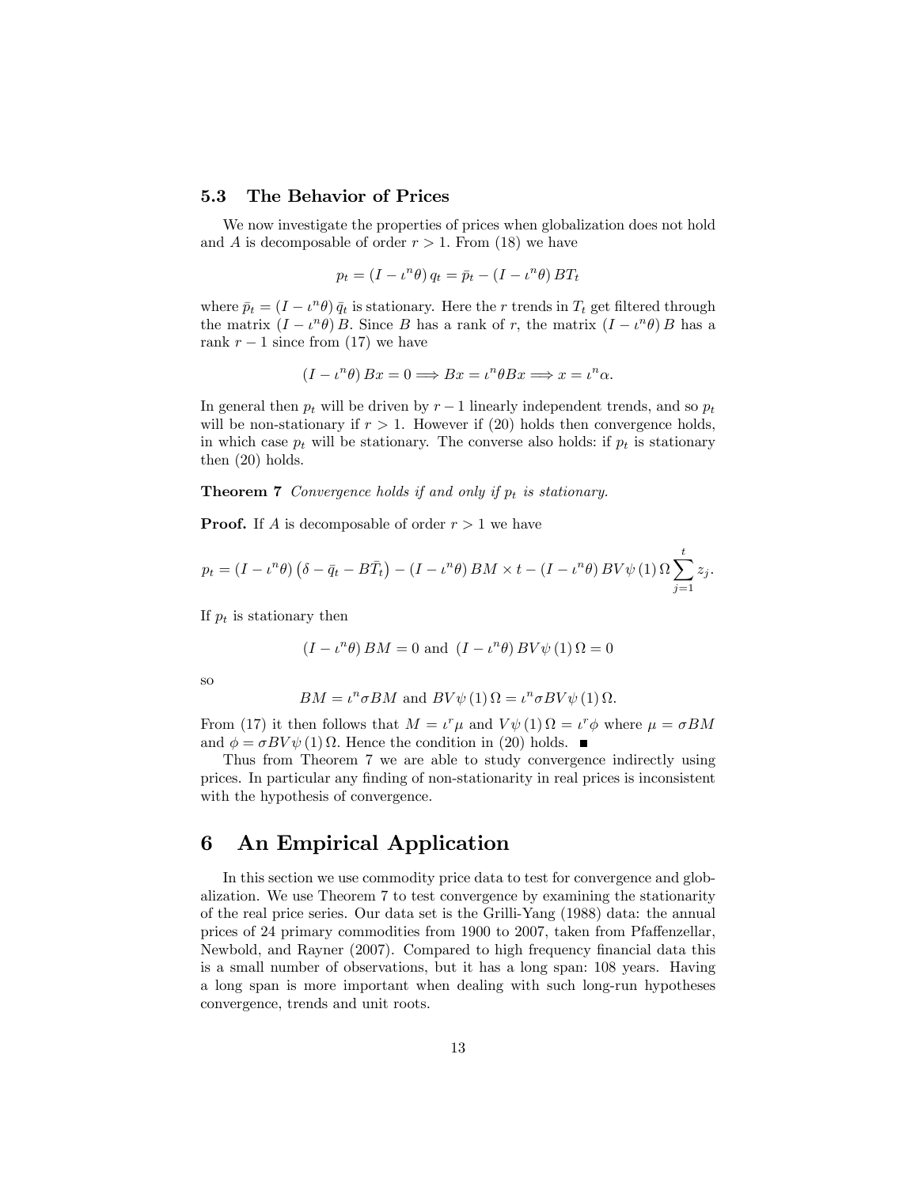### 5.3 The Behavior of Prices

We now investigate the properties of prices when globalization does not hold and $A$ is decomposable of order $r > 1$. From (18) we have

$$p_t = (I - \iota^n \theta) q_t = \bar{p}_t - (I - \iota^n \theta) BT_t$$

where $\bar{p}_t = (I - \iota^n \theta) \bar{q}_t$ is stationary. Here the $r$ trends in $T_t$ get filtered through the matrix $(I - \iota^n \theta) B$. Since $B$ has a rank of $r$, the matrix $(I - \iota^n \theta) B$ has a rank $r - 1$ since from (17) we have

$$(I - \iota^n \theta) Bx = 0 \Longrightarrow Bx = \iota^n \theta Bx \Longrightarrow x = \iota^n \alpha.$$

In general then $p_t$ will be driven by $r - 1$ linearly independent trends, and so $p_t$ will be non-stationary if $r > 1$. However if (20) holds then convergence holds, in which case $p_t$ will be stationary. The converse also holds: if $p_t$ is stationary then (20) holds.

**Theorem 7** *Convergence holds if and only if $p_t$ is stationary.*

**Proof.** If $A$ is decomposable of order $r > 1$ we have

$$p_t = (I - \iota^n \theta) \left(\delta - \bar{q}_t - B\bar{T}_t\right) - (I - \iota^n \theta) BM \times t - (I - \iota^n \theta) BV\psi(1) \Omega \sum_{j=1}^{t} z_j.$$

If $p_t$ is stationary then

$$(I - \iota^n \theta) BM = 0 \text{ and } (I - \iota^n \theta) BV\psi(1) \Omega = 0$$

so

$$BM = \iota^n \sigma BM \text{ and } BV\psi(1) \Omega = \iota^n \sigma BV\psi(1) \Omega.$$

From (17) it then follows that $M = \iota^r \mu$ and $V\psi(1) \Omega = \iota^r \phi$ where $\mu = \sigma BM$ and $\phi = \sigma BV\psi(1) \Omega$. Hence the condition in (20) holds. ∎

Thus from Theorem 7 we are able to study convergence indirectly using prices. In particular any finding of non-stationarity in real prices is inconsistent with the hypothesis of convergence.

# 6 An Empirical Application

In this section we use commodity price data to test for convergence and globalization. We use Theorem 7 to test convergence by examining the stationarity of the real price series. Our data set is the Grilli-Yang (1988) data: the annual prices of 24 primary commodities from 1900 to 2007, taken from Pfaffenzellar, Newbold, and Rayner (2007). Compared to high frequency financial data this is a small number of observations, but it has a long span: 108 years. Having a long span is more important when dealing with such long-run hypotheses convergence, trends and unit roots.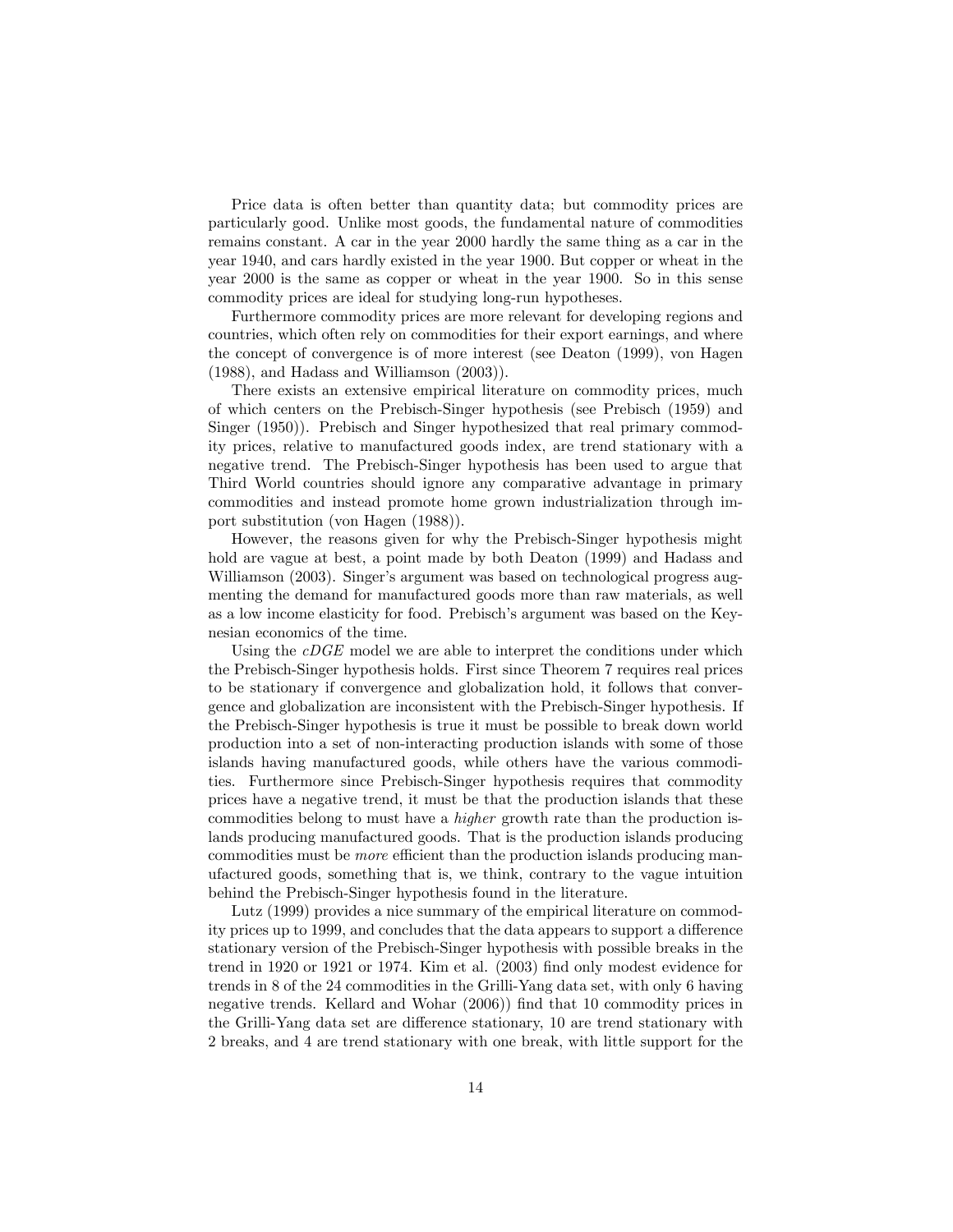Price data is often better than quantity data; but commodity prices are particularly good. Unlike most goods, the fundamental nature of commodities remains constant. A car in the year 2000 hardly the same thing as a car in the year 1940, and cars hardly existed in the year 1900. But copper or wheat in the year 2000 is the same as copper or wheat in the year 1900. So in this sense commodity prices are ideal for studying long-run hypotheses.

Furthermore commodity prices are more relevant for developing regions and countries, which often rely on commodities for their export earnings, and where the concept of convergence is of more interest (see Deaton (1999), von Hagen (1988), and Hadass and Williamson (2003)).

There exists an extensive empirical literature on commodity prices, much of which centers on the Prebisch-Singer hypothesis (see Prebisch (1959) and Singer (1950)). Prebisch and Singer hypothesized that real primary commodity prices, relative to manufactured goods index, are trend stationary with a negative trend. The Prebisch-Singer hypothesis has been used to argue that Third World countries should ignore any comparative advantage in primary commodities and instead promote home grown industrialization through import substitution (von Hagen (1988)).

However, the reasons given for why the Prebisch-Singer hypothesis might hold are vague at best, a point made by both Deaton (1999) and Hadass and Williamson (2003). Singer's argument was based on technological progress augmenting the demand for manufactured goods more than raw materials, as well as a low income elasticity for food. Prebisch's argument was based on the Keynesian economics of the time.

Using the *cDGE* model we are able to interpret the conditions under which the Prebisch-Singer hypothesis holds. First since Theorem 7 requires real prices to be stationary if convergence and globalization hold, it follows that convergence and globalization are inconsistent with the Prebisch-Singer hypothesis. If the Prebisch-Singer hypothesis is true it must be possible to break down world production into a set of non-interacting production islands with some of those islands having manufactured goods, while others have the various commodities. Furthermore since Prebisch-Singer hypothesis requires that commodity prices have a negative trend, it must be that the production islands that these commodities belong to must have a *higher* growth rate than the production islands producing manufactured goods. That is the production islands producing commodities must be *more* efficient than the production islands producing manufactured goods, something that is, we think, contrary to the vague intuition behind the Prebisch-Singer hypothesis found in the literature.

Lutz (1999) provides a nice summary of the empirical literature on commodity prices up to 1999, and concludes that the data appears to support a difference stationary version of the Prebisch-Singer hypothesis with possible breaks in the trend in 1920 or 1921 or 1974. Kim et al. (2003) find only modest evidence for trends in 8 of the 24 commodities in the Grilli-Yang data set, with only 6 having negative trends. Kellard and Wohar (2006)) find that 10 commodity prices in the Grilli-Yang data set are difference stationary, 10 are trend stationary with 2 breaks, and 4 are trend stationary with one break, with little support for the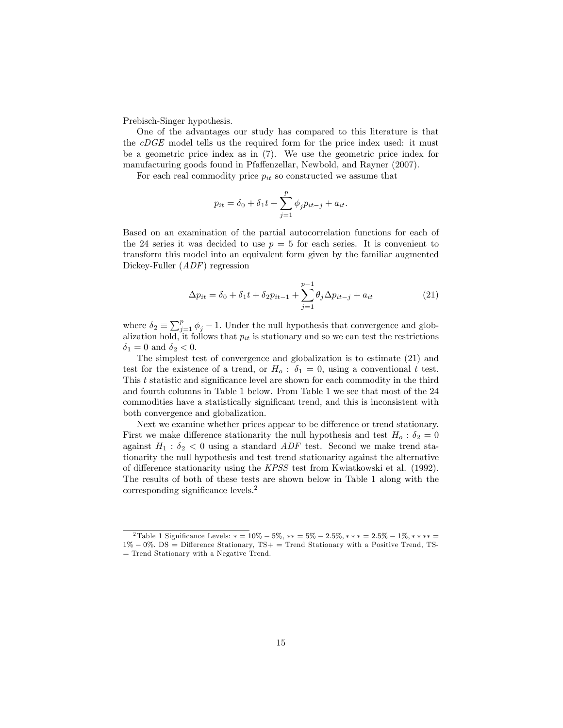Prebisch-Singer hypothesis.

One of the advantages our study has compared to this literature is that the *cDGE* model tells us the required form for the price index used: it must be a geometric price index as in (7). We use the geometric price index for manufacturing goods found in Pfaffenzellar, Newbold, and Rayner (2007).

For each real commodity price $p_{it}$ so constructed we assume that

$$p_{it} = \delta_0 + \delta_1 t + \sum_{j=1}^{p} \phi_j p_{it-j} + a_{it}.$$

Based on an examination of the partial autocorrelation functions for each of the 24 series it was decided to use $p = 5$ for each series. It is convenient to transform this model into an equivalent form given by the familiar augmented Dickey-Fuller (*ADF*) regression

$$\Delta p_{it} = \delta_0 + \delta_1 t + \delta_2 p_{it-1} + \sum_{j=1}^{p-1} \theta_j \Delta p_{it-j} + a_{it} \tag{21}$$

where $\delta_2 \equiv \sum_{j=1}^{p} \phi_j - 1$. Under the null hypothesis that convergence and globalization hold, it follows that $p_{it}$ is stationary and so we can test the restrictions $\delta_1 = 0$ and $\delta_2 < 0$.

The simplest test of convergence and globalization is to estimate (21) and test for the existence of a trend, or $H_o : \delta_1 = 0$, using a conventional $t$ test. This $t$ statistic and significance level are shown for each commodity in the third and fourth columns in Table 1 below. From Table 1 we see that most of the 24 commodities have a statistically significant trend, and this is inconsistent with both convergence and globalization.

Next we examine whether prices appear to be difference or trend stationary. First we make difference stationarity the null hypothesis and test $H_o : \delta_2 = 0$ against $H_1 : \delta_2 < 0$ using a standard *ADF* test. Second we make trend stationarity the null hypothesis and test trend stationarity against the alternative of difference stationarity using the *KPSS* test from Kwiatkowski et al. (1992). The results of both of these tests are shown below in Table 1 along with the corresponding significance levels.[2]

[2] Table 1 Significance Levels: $* = 10\% - 5\%$, $** = 5\% - 2.5\%$, $*** = 2.5\% - 1\%$, $**** = 1\% - 0\%$. DS = Difference Stationary, TS+ = Trend Stationary with a Positive Trend, TS- = Trend Stationary with a Negative Trend.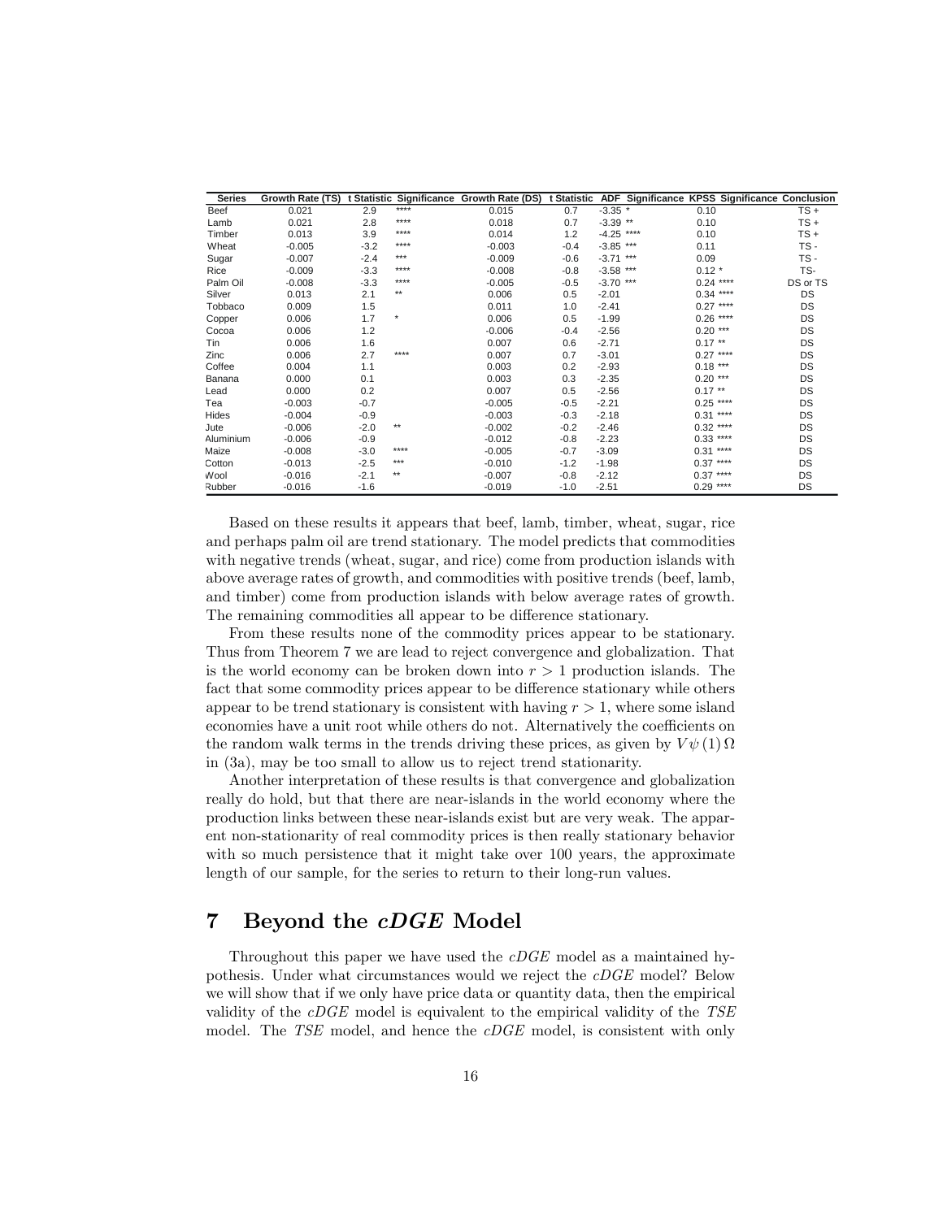| Series | Growth Rate (TS) | t Statistic | Significance | Growth Rate (DS) | t Statistic | ADF | Significance | KPSS | Significance | Conclusion |
|---|---|---|---|---|---|---|---|---|---|---|
| Beef | 0.021 | 2.9 | **** | 0.015 | 0.7 | -3.35 | * | 0.10 | | TS + |
| Lamb | 0.021 | 2.8 | **** | 0.018 | 0.7 | -3.39 | ** | 0.10 | | TS + |
| Timber | 0.013 | 3.9 | **** | 0.014 | 1.2 | -4.25 | **** | 0.10 | | TS + |
| Wheat | -0.005 | -3.2 | **** | -0.003 | -0.4 | -3.85 | *** | 0.11 | | TS - |
| Sugar | -0.007 | -2.4 | *** | -0.009 | -0.6 | -3.71 | *** | 0.09 | | TS - |
| Rice | -0.009 | -3.3 | **** | -0.008 | -0.8 | -3.58 | *** | 0.12 | * | TS- |
| Palm Oil | -0.008 | -3.3 | **** | -0.005 | -0.5 | -3.70 | *** | 0.24 | **** | DS or TS |
| Silver | 0.013 | 2.1 | ** | 0.006 | 0.5 | -2.01 | | 0.34 | **** | DS |
| Tobbaco | 0.009 | 1.5 | | 0.011 | 1.0 | -2.41 | | 0.27 | **** | DS |
| Copper | 0.006 | 1.7 | * | 0.006 | 0.5 | -1.99 | | 0.26 | **** | DS |
| Cocoa | 0.006 | 1.2 | | -0.006 | -0.4 | -2.56 | | 0.20 | *** | DS |
| Tin | 0.006 | 1.6 | | 0.007 | 0.6 | -2.71 | | 0.17 | ** | DS |
| Zinc | 0.006 | 2.7 | **** | 0.007 | 0.7 | -3.01 | | 0.27 | **** | DS |
| Coffee | 0.004 | 1.1 | | 0.003 | 0.2 | -2.93 | | 0.18 | *** | DS |
| Banana | 0.000 | 0.1 | | 0.003 | 0.3 | -2.35 | | 0.20 | *** | DS |
| Lead | 0.000 | 0.2 | | 0.007 | 0.5 | -2.56 | | 0.17 | ** | DS |
| Tea | -0.003 | -0.7 | | -0.005 | -0.5 | -2.21 | | 0.25 | **** | DS |
| Hides | -0.004 | -0.9 | | -0.003 | -0.3 | -2.18 | | 0.31 | **** | DS |
| Jute | -0.006 | -2.0 | ** | -0.002 | -0.2 | -2.46 | | 0.32 | **** | DS |
| Aluminium | -0.006 | -0.9 | | -0.012 | -0.8 | -2.23 | | 0.33 | **** | DS |
| Maize | -0.008 | -3.0 | **** | -0.005 | -0.7 | -3.09 | | 0.31 | **** | DS |
| Cotton | -0.013 | -2.5 | *** | -0.010 | -1.2 | -1.98 | | 0.37 | **** | DS |
| Wool | -0.016 | -2.1 | ** | -0.007 | -0.8 | -2.12 | | 0.37 | **** | DS |
| Rubber | -0.016 | -1.6 | | -0.019 | -1.0 | -2.51 | | 0.29 | **** | DS |

Based on these results it appears that beef, lamb, timber, wheat, sugar, rice and perhaps palm oil are trend stationary. The model predicts that commodities with negative trends (wheat, sugar, and rice) come from production islands with above average rates of growth, and commodities with positive trends (beef, lamb, and timber) come from production islands with below average rates of growth. The remaining commodities all appear to be difference stationary.

From these results none of the commodity prices appear to be stationary. Thus from Theorem 7 we are lead to reject convergence and globalization. That is the world economy can be broken down into $r > 1$ production islands. The fact that some commodity prices appear to be difference stationary while others appear to be trend stationary is consistent with having $r > 1$, where some island economies have a unit root while others do not. Alternatively the coefficients on the random walk terms in the trends driving these prices, as given by $V\psi(1)\Omega$ in (3a), may be too small to allow us to reject trend stationarity.

Another interpretation of these results is that convergence and globalization really do hold, but that there are near-islands in the world economy where the production links between these near-islands exist but are very weak. The apparent non-stationarity of real commodity prices is then really stationary behavior with so much persistence that it might take over 100 years, the approximate length of our sample, for the series to return to their long-run values.

# 7 Beyond the *cDGE* Model

Throughout this paper we have used the *cDGE* model as a maintained hypothesis. Under what circumstances would we reject the *cDGE* model? Below we will show that if we only have price data or quantity data, then the empirical validity of the *cDGE* model is equivalent to the empirical validity of the *TSE* model. The *TSE* model, and hence the *cDGE* model, is consistent with only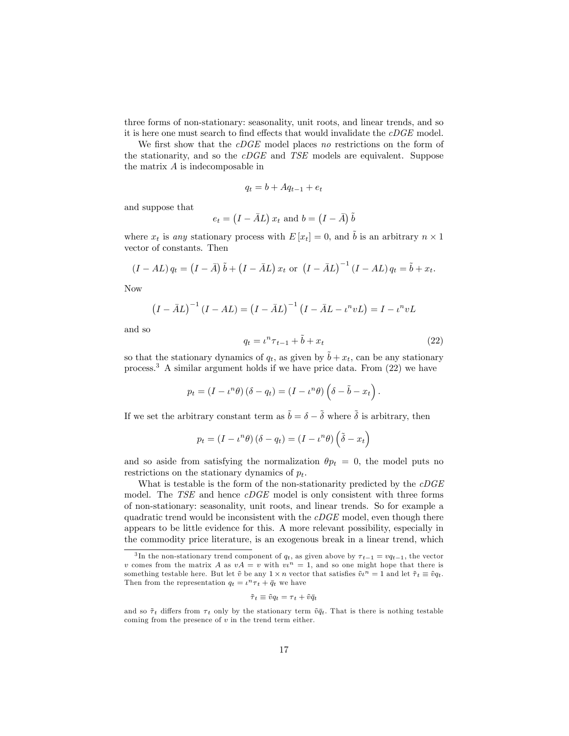three forms of non-stationary: seasonality, unit roots, and linear trends, and so it is here one must search to find effects that would invalidate the *cDGE* model.

We first show that the *cDGE* model places *no* restrictions on the form of the stationarity, and so the *cDGE* and *TSE* models are equivalent. Suppose the matrix $A$ is indecomposable in

$$q_t = b + Aq_{t-1} + e_t$$

and suppose that

$$e_t = \left(I - \bar{A}L\right) x_t \text{ and } b = \left(I - \bar{A}\right) \tilde{b}$$

where $x_t$ is *any* stationary process with $E\left[x_t\right] = 0$, and $\tilde{b}$ is an arbitrary $n \times 1$ vector of constants. Then

$$\left(I - AL\right) q_t = \left(I - \bar{A}\right) \tilde{b} + \left(I - \bar{A}L\right) x_t \text{ or } \left(I - \bar{A}L\right)^{-1} \left(I - AL\right) q_t = \tilde{b} + x_t.$$

Now

$$\left(I - \bar{A}L\right)^{-1} \left(I - AL\right) = \left(I - \bar{A}L\right)^{-1} \left(I - \bar{A}L - \iota^n vL\right) = I - \iota^n vL$$

and so

$$q_t = \iota^n \tau_{t-1} + \tilde{b} + x_t \tag{22}$$

so that the stationary dynamics of $q_t$, as given by $\tilde{b} + x_t$, can be any stationary process.[3] A similar argument holds if we have price data. From (22) we have

$$p_t = \left(I - \iota^n \theta\right) \left(\delta - q_t\right) = \left(I - \iota^n \theta\right) \left(\delta - \tilde{b} - x_t\right).$$

If we set the arbitrary constant term as $\tilde{b} = \delta - \tilde{\delta}$ where $\tilde{\delta}$ is arbitrary, then

$$p_t = \left(I - \iota^n \theta\right) \left(\delta - q_t\right) = \left(I - \iota^n \theta\right) \left(\tilde{\delta} - x_t\right)$$

and so aside from satisfying the normalization $\theta p_t = 0$, the model puts no restrictions on the stationary dynamics of $p_t$.

What is testable is the form of the non-stationarity predicted by the *cDGE* model. The *TSE* and hence *cDGE* model is only consistent with three forms of non-stationary: seasonality, unit roots, and linear trends. So for example a quadratic trend would be inconsistent with the *cDGE* model, even though there appears to be little evidence for this. A more relevant possibility, especially in the commodity price literature, is an exogenous break in a linear trend, which

---

[3] In the non-stationary trend component of $q_t$, as given above by $\tau_{t-1} = vq_{t-1}$, the vector $v$ comes from the matrix $A$ as $vA = v$ with $v\iota^n = 1$, and so one might hope that there is something testable here. But let $\tilde{v}$ be any $1 \times n$ vector that satisfies $\tilde{v}\iota^n = 1$ and let $\tilde{\tau}_t \equiv \tilde{v}q_t$. Then from the representation $q_t = \iota^n \tau_t + \bar{q}_t$ we have

$$\tilde{\tau}_t \equiv \tilde{v}q_t = \tau_t + \tilde{v}\bar{q}_t$$

and so $\tilde{\tau}_t$ differs from $\tau_t$ only by the stationary term $\tilde{v}\bar{q}_t$. That is there is nothing testable coming from the presence of $v$ in the trend term either.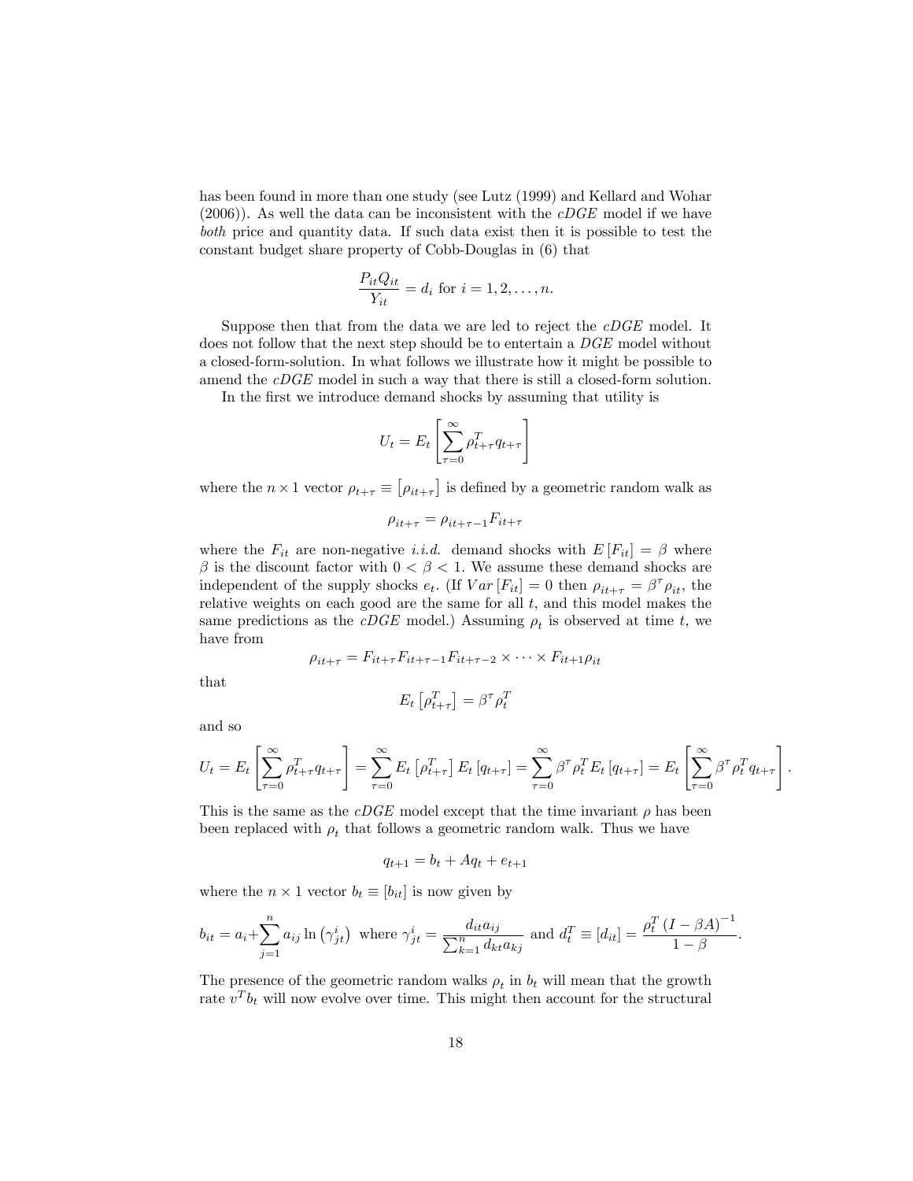has been found in more than one study (see Lutz (1999) and Kellard and Wohar (2006)). As well the data can be inconsistent with the *cDGE* model if we have *both* price and quantity data. If such data exist then it is possible to test the constant budget share property of Cobb-Douglas in (6) that

$$\frac{P_{it}Q_{it}}{Y_{it}} = d_i \text{ for } i = 1, 2, \ldots, n.$$

Suppose then that from the data we are led to reject the *cDGE* model. It does not follow that the next step should be to entertain a *DGE* model without a closed-form-solution. In what follows we illustrate how it might be possible to amend the *cDGE* model in such a way that there is still a closed-form solution.

In the first we introduce demand shocks by assuming that utility is

$$U_t = E_t \left[ \sum_{\tau=0}^{\infty} \rho_{t+\tau}^T q_{t+\tau} \right]$$

where the $n \times 1$ vector $\rho_{t+\tau} \equiv \left[ \rho_{it+\tau} \right]$ is defined by a geometric random walk as

$$\rho_{it+\tau} = \rho_{it+\tau-1} F_{it+\tau}$$

where the $F_{it}$ are non-negative *i.i.d.* demand shocks with $E[F_{it}] = \beta$ where $\beta$ is the discount factor with $0 < \beta < 1$. We assume these demand shocks are independent of the supply shocks $e_t$. (If $Var[F_{it}] = 0$ then $\rho_{it+\tau} = \beta^\tau \rho_{it}$, the relative weights on each good are the same for all $t$, and this model makes the same predictions as the *cDGE* model.) Assuming $\rho_t$ is observed at time $t$, we have from

$$\rho_{it+\tau} = F_{it+\tau} F_{it+\tau-1} F_{it+\tau-2} \times \cdots \times F_{it+1} \rho_{it}$$

that

$$E_t \left[ \rho_{t+\tau}^T \right] = \beta^\tau \rho_t^T$$

and so

$$U_t = E_t \left[ \sum_{\tau=0}^{\infty} \rho_{t+\tau}^T q_{t+\tau} \right] = \sum_{\tau=0}^{\infty} E_t \left[ \rho_{t+\tau}^T \right] E_t \left[ q_{t+\tau} \right] = \sum_{\tau=0}^{\infty} \beta^\tau \rho_t^T E_t \left[ q_{t+\tau} \right] = E_t \left[ \sum_{\tau=0}^{\infty} \beta^\tau \rho_t^T q_{t+\tau} \right].$$

This is the same as the *cDGE* model except that the time invariant $\rho$ has been been replaced with $\rho_t$ that follows a geometric random walk. Thus we have

$$q_{t+1} = b_t + A q_t + e_{t+1}$$

where the $n \times 1$ vector $b_t \equiv [b_{it}]$ is now given by

$$b_{it} = a_i + \sum_{j=1}^{n} a_{ij} \ln \left( \gamma_{jt}^i \right) \text{ where } \gamma_{jt}^i = \frac{d_{it} a_{ij}}{\sum_{k=1}^{n} d_{kt} a_{kj}} \text{ and } d_t^T \equiv [d_{it}] = \frac{\rho_t^T \left( I - \beta A \right)^{-1}}{1 - \beta}.$$

The presence of the geometric random walks $\rho_t$ in $b_t$ will mean that the growth rate $v^T b_t$ will now evolve over time. This might then account for the structural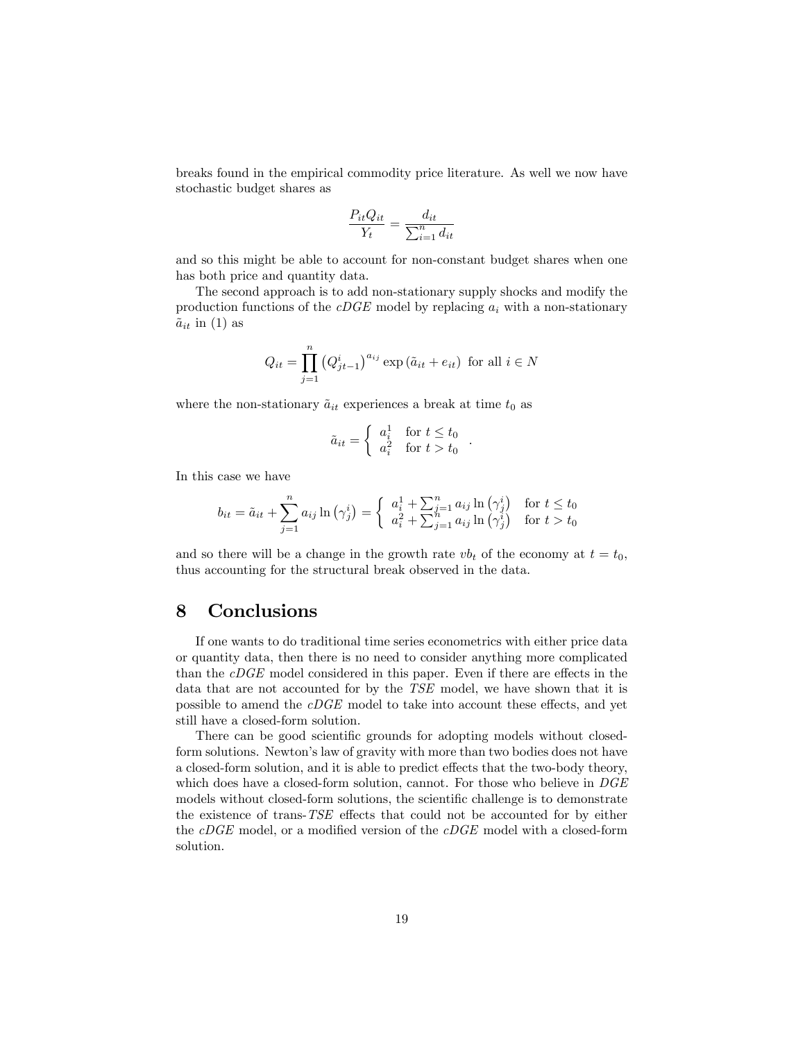breaks found in the empirical commodity price literature. As well we now have stochastic budget shares as

$$\frac{P_{it}Q_{it}}{Y_t} = \frac{d_{it}}{\sum_{i=1}^{n} d_{it}}$$

and so this might be able to account for non-constant budget shares when one has both price and quantity data.

The second approach is to add non-stationary supply shocks and modify the production functions of the *cDGE* model by replacing $a_i$ with a non-stationary $\tilde{a}_{it}$ in (1) as

$$Q_{it} = \prod_{j=1}^{n} \left(Q_{jt-1}^{i}\right)^{a_{ij}} \exp\left(\tilde{a}_{it} + e_{it}\right) \text{ for all } i \in N$$

where the non-stationary $\tilde{a}_{it}$ experiences a break at time $t_0$ as

$$\tilde{a}_{it} = \begin{cases} a_i^1 & \text{for } t \leq t_0 \\ a_i^2 & \text{for } t > t_0 \end{cases}.$$

In this case we have

$$b_{it} = \tilde{a}_{it} + \sum_{j=1}^{n} a_{ij} \ln\left(\gamma_j^i\right) = \begin{cases} a_i^1 + \sum_{j=1}^{n} a_{ij} \ln\left(\gamma_j^i\right) & \text{for } t \leq t_0 \\ a_i^2 + \sum_{j=1}^{n} a_{ij} \ln\left(\gamma_j^i\right) & \text{for } t > t_0 \end{cases}$$

and so there will be a change in the growth rate $vb_t$ of the economy at $t = t_0$, thus accounting for the structural break observed in the data.

## 8 Conclusions

If one wants to do traditional time series econometrics with either price data or quantity data, then there is no need to consider anything more complicated than the *cDGE* model considered in this paper. Even if there are effects in the data that are not accounted for by the *TSE* model, we have shown that it is possible to amend the *cDGE* model to take into account these effects, and yet still have a closed-form solution.

There can be good scientific grounds for adopting models without closed-form solutions. Newton's law of gravity with more than two bodies does not have a closed-form solution, and it is able to predict effects that the two-body theory, which does have a closed-form solution, cannot. For those who believe in *DGE* models without closed-form solutions, the scientific challenge is to demonstrate the existence of trans-*TSE* effects that could not be accounted for by either the *cDGE* model, or a modified version of the *cDGE* model with a closed-form solution.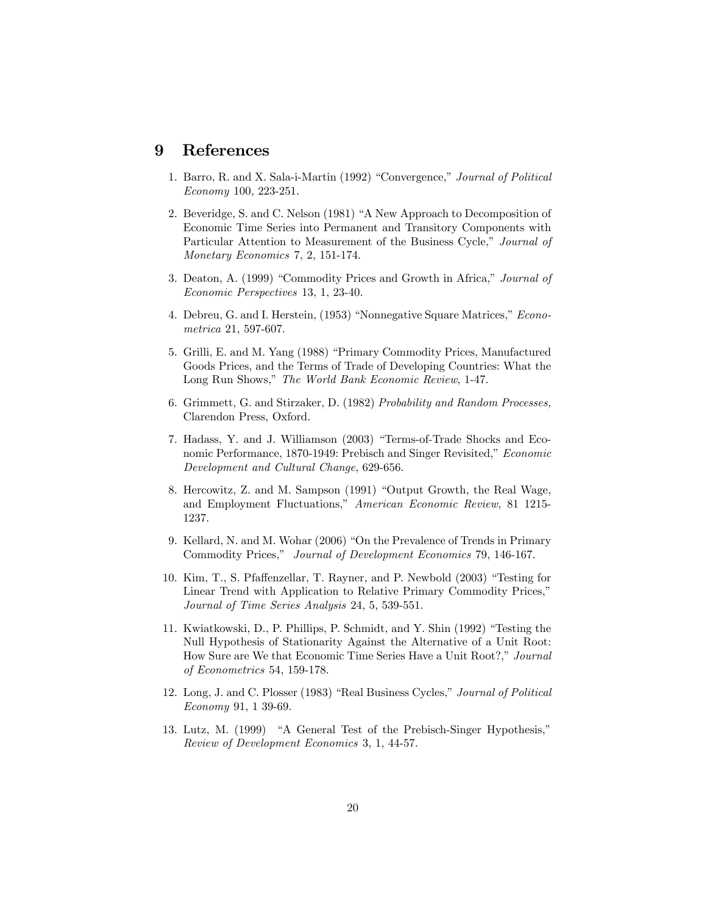# 9 References

1. Barro, R. and X. Sala-i-Martin (1992) "Convergence," *Journal of Political Economy* 100, 223-251.

2. Beveridge, S. and C. Nelson (1981) "A New Approach to Decomposition of Economic Time Series into Permanent and Transitory Components with Particular Attention to Measurement of the Business Cycle," *Journal of Monetary Economics* 7, 2, 151-174.

3. Deaton, A. (1999) "Commodity Prices and Growth in Africa," *Journal of Economic Perspectives* 13, 1, 23-40.

4. Debreu, G. and I. Herstein, (1953) "Nonnegative Square Matrices," *Econometrica* 21, 597-607.

5. Grilli, E. and M. Yang (1988) "Primary Commodity Prices, Manufactured Goods Prices, and the Terms of Trade of Developing Countries: What the Long Run Shows," *The World Bank Economic Review*, 1-47.

6. Grimmett, G. and Stirzaker, D. (1982) *Probability and Random Processes,* Clarendon Press, Oxford.

7. Hadass, Y. and J. Williamson (2003) "Terms-of-Trade Shocks and Economic Performance, 1870-1949: Prebisch and Singer Revisited," *Economic Development and Cultural Change*, 629-656.

8. Hercowitz, Z. and M. Sampson (1991) "Output Growth, the Real Wage, and Employment Fluctuations," *American Economic Review*, 81 1215-1237.

9. Kellard, N. and M. Wohar (2006) "On the Prevalence of Trends in Primary Commodity Prices," *Journal of Development Economics* 79, 146-167.

10. Kim, T., S. Pfaffenzellar, T. Rayner, and P. Newbold (2003) "Testing for Linear Trend with Application to Relative Primary Commodity Prices," *Journal of Time Series Analysis* 24, 5, 539-551.

11. Kwiatkowski, D., P. Phillips, P. Schmidt, and Y. Shin (1992) "Testing the Null Hypothesis of Stationarity Against the Alternative of a Unit Root: How Sure are We that Economic Time Series Have a Unit Root?," *Journal of Econometrics* 54, 159-178.

12. Long, J. and C. Plosser (1983) "Real Business Cycles," *Journal of Political Economy* 91, 1 39-69.

13. Lutz, M. (1999) "A General Test of the Prebisch-Singer Hypothesis," *Review of Development Economics* 3, 1, 44-57.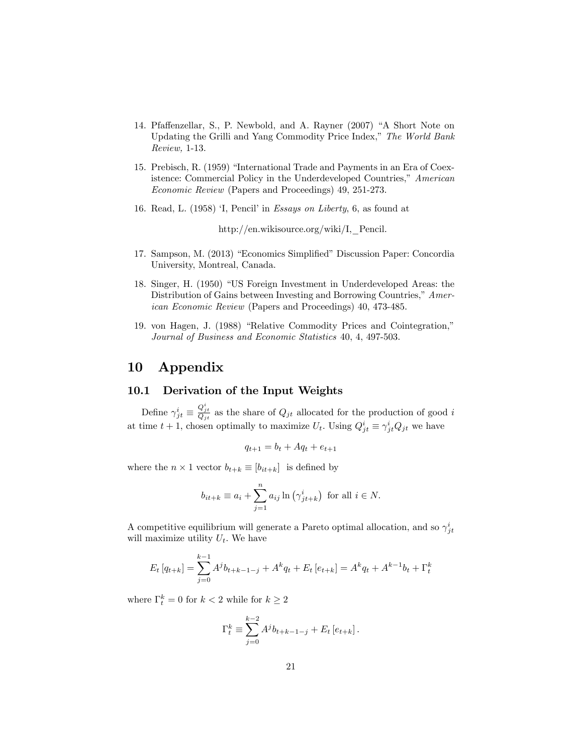14. Pfaffenzellar, S., P. Newbold, and A. Rayner (2007) "A Short Note on Updating the Grilli and Yang Commodity Price Index," *The World Bank Review,* 1-13.

15. Prebisch, R. (1959) "International Trade and Payments in an Era of Coexistence: Commercial Policy in the Underdeveloped Countries," *American Economic Review* (Papers and Proceedings) 49, 251-273.

16. Read, L. (1958) 'I, Pencil' in *Essays on Liberty*, 6, as found at

    http://en.wikisource.org/wiki/I,_Pencil.

17. Sampson, M. (2013) "Economics Simplified" Discussion Paper: Concordia University, Montreal, Canada.

18. Singer, H. (1950) "US Foreign Investment in Underdeveloped Areas: the Distribution of Gains between Investing and Borrowing Countries," *American Economic Review* (Papers and Proceedings) 40, 473-485.

19. von Hagen, J. (1988) "Relative Commodity Prices and Cointegration," *Journal of Business and Economic Statistics* 40, 4, 497-503.

# 10 Appendix

## 10.1 Derivation of the Input Weights

Define $\gamma_{jt}^{i} \equiv \frac{Q_{jt}^{i}}{Q_{jt}}$ as the share of $Q_{jt}$ allocated for the production of good $i$ at time $t+1$, chosen optimally to maximize $U_t$. Using $Q_{jt}^{i} \equiv \gamma_{jt}^{i} Q_{jt}$ we have

$$q_{t+1} = b_t + Aq_t + e_{t+1}$$

where the $n \times 1$ vector $b_{t+k} \equiv [b_{it+k}]$ is defined by

$$b_{it+k} \equiv a_i + \sum_{j=1}^{n} a_{ij} \ln\left(\gamma_{jt+k}^{i}\right) \text{ for all } i \in N.$$

A competitive equilibrium will generate a Pareto optimal allocation, and so $\gamma_{jt}^{i}$ will maximize utility $U_t$. We have

$$E_t\left[q_{t+k}\right] = \sum_{j=0}^{k-1} A^j b_{t+k-1-j} + A^k q_t + E_t\left[e_{t+k}\right] = A^k q_t + A^{k-1} b_t + \Gamma_t^k$$

where $\Gamma_t^k = 0$ for $k < 2$ while for $k \geq 2$

$$\Gamma_t^k \equiv \sum_{j=0}^{k-2} A^j b_{t+k-1-j} + E_t\left[e_{t+k}\right].$$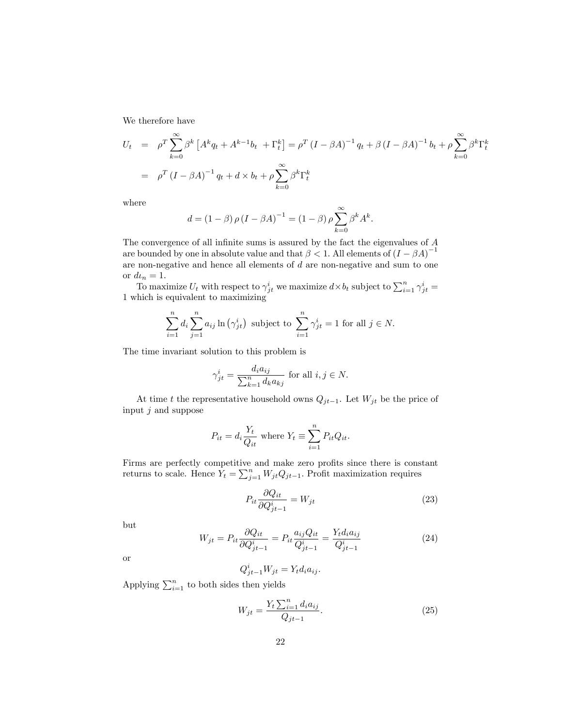We therefore have

$$
\begin{aligned}
U_t &= \rho^T \sum_{k=0}^{\infty} \beta^k \left[ A^k q_t + A^{k-1} b_t \ + \Gamma_t^k \right] = \rho^T \left( I - \beta A \right)^{-1} q_t + \beta \left( I - \beta A \right)^{-1} b_t + \rho \sum_{k=0}^{\infty} \beta^k \Gamma_t^k \\
&= \rho^T \left( I - \beta A \right)^{-1} q_t + d \times b_t + \rho \sum_{k=0}^{\infty} \beta^k \Gamma_t^k
\end{aligned}
$$

where

$$
d = \left( 1 - \beta \right) \rho \left( I - \beta A \right)^{-1} = \left( 1 - \beta \right) \rho \sum_{k=0}^{\infty} \beta^k A^k.
$$

The convergence of all infinite sums is assured by the fact the eigenvalues of $A$ are bounded by one in absolute value and that $\beta < 1$. All elements of $\left( I - \beta A \right)^{-1}$ are non-negative and hence all elements of $d$ are non-negative and sum to one or $d\iota_n = 1$.

To maximize $U_t$ with respect to $\gamma_{jt}^i$ we maximize $d \times b_t$ subject to $\sum_{i=1}^n \gamma_{jt}^i = 1$ which is equivalent to maximizing

$$
\sum_{i=1}^{n} d_i \sum_{j=1}^{n} a_{ij} \ln \left( \gamma_{jt}^i \right) \text{ subject to } \sum_{i=1}^{n} \gamma_{jt}^i = 1 \text{ for all } j \in N.
$$

The time invariant solution to this problem is

$$
\gamma_{jt}^i = \frac{d_i a_{ij}}{\sum_{k=1}^{n} d_k a_{kj}} \text{ for all } i, j \in N.
$$

At time $t$ the representative household owns $Q_{jt-1}$. Let $W_{jt}$ be the price of input $j$ and suppose

$$
P_{it} = d_i \frac{Y_t}{Q_{it}} \text{ where } Y_t \equiv \sum_{i=1}^{n} P_{it} Q_{it}.
$$

Firms are perfectly competitive and make zero profits since there is constant returns to scale. Hence $Y_t = \sum_{j=1}^n W_{jt} Q_{jt-1}$. Profit maximization requires

$$
P_{it} \frac{\partial Q_{it}}{\partial Q_{jt-1}^i} = W_{jt} \tag{23}
$$

but

$$
W_{jt} = P_{it} \frac{\partial Q_{it}}{\partial Q_{jt-1}^i} = P_{it} \frac{a_{ij} Q_{it}}{Q_{jt-1}^i} = \frac{Y_t d_i a_{ij}}{Q_{jt-1}^i} \tag{24}
$$

or

$$
Q_{jt-1}^i W_{jt} = Y_t d_i a_{ij}.
$$

Applying $\sum_{i=1}^n$ to both sides then yields

$$
W_{jt} = \frac{Y_t \sum_{i=1}^{n} d_i a_{ij}}{Q_{jt-1}}. \tag{25}
$$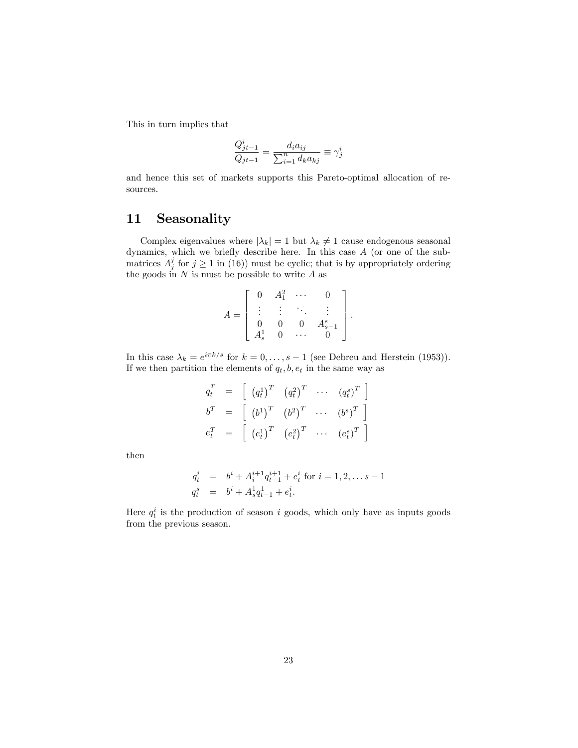This in turn implies that

$$\frac{Q_{jt-1}^{i}}{Q_{jt-1}} = \frac{d_i a_{ij}}{\sum_{i=1}^{n} d_k a_{kj}} \equiv \gamma_j^i$$

and hence this set of markets supports this Pareto-optimal allocation of resources.

# 11 Seasonality

Complex eigenvalues where $|\lambda_k| = 1$ but $\lambda_k \neq 1$ cause endogenous seasonal dynamics, which we briefly describe here. In this case $A$ (or one of the submatrices $A_j^j$ for $j \geq 1$ in (16)) must be cyclic; that is by appropriately ordering the goods in $N$ is must be possible to write $A$ as

$$A = \begin{bmatrix} 0 & A_1^2 & \cdots & 0 \\ \vdots & \vdots & \ddots & \vdots \\ 0 & 0 & 0 & A_{s-1}^s \\ A_s^1 & 0 & \cdots & 0 \end{bmatrix}.$$

In this case $\lambda_k = e^{i\pi k/s}$ for $k = 0, \ldots, s-1$ (see Debreu and Herstein (1953)). If we then partition the elements of $q_t, b, e_t$ in the same way as

$$\begin{aligned} q_t^T &= \begin{bmatrix} \left(q_t^1\right)^T & \left(q_t^2\right)^T & \cdots & \left(q_t^s\right)^T \end{bmatrix} \\ b^T &= \begin{bmatrix} \left(b^1\right)^T & \left(b^2\right)^T & \cdots & \left(b^s\right)^T \end{bmatrix} \\ e_t^T &= \begin{bmatrix} \left(e_t^1\right)^T & \left(e_t^2\right)^T & \cdots & \left(e_t^s\right)^T \end{bmatrix} \end{aligned}$$

then

$$\begin{aligned} q_t^i &= b^i + A_i^{i+1} q_{t-1}^{i+1} + e_t^i \text{ for } i = 1, 2, \ldots s-1 \\ q_t^s &= b^i + A_s^1 q_{t-1}^1 + e_t^i. \end{aligned}$$

Here $q_t^i$ is the production of season $i$ goods, which only have as inputs goods from the previous season.